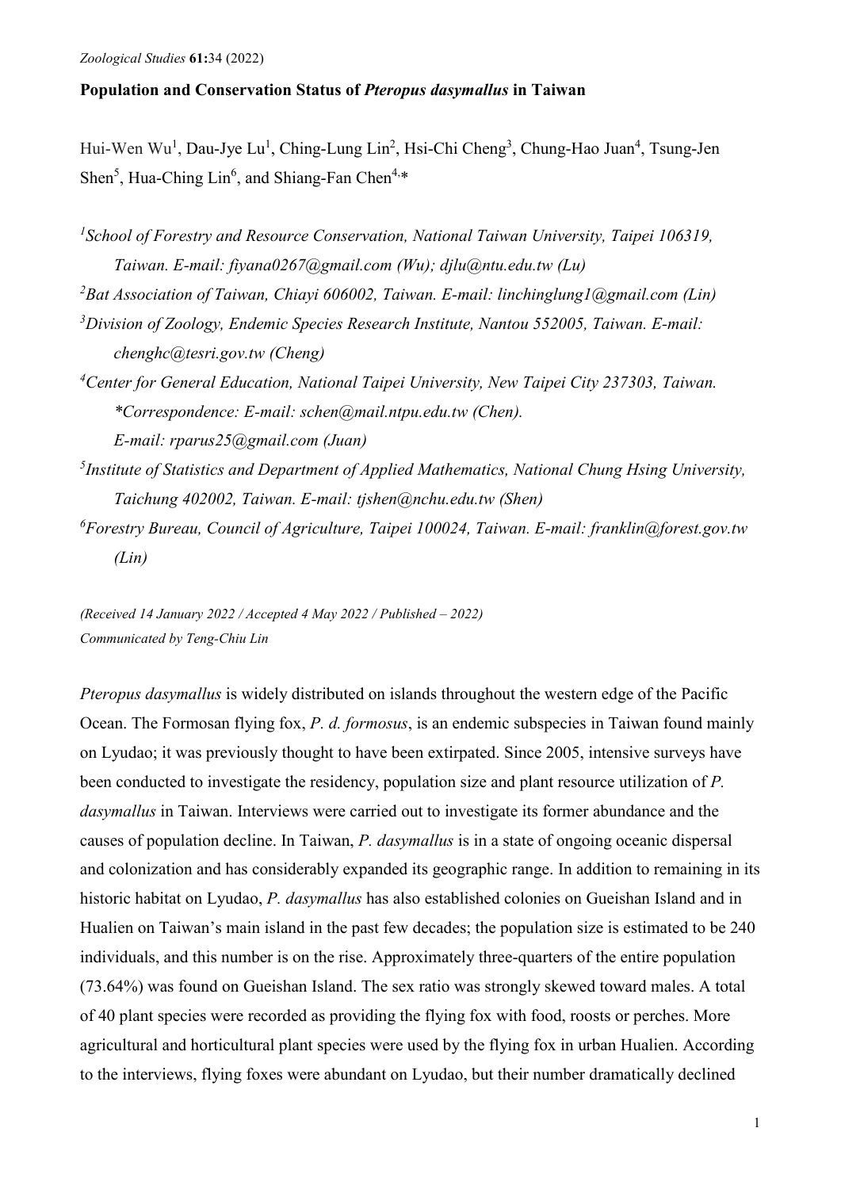*Zoological Studies* **61:**34 (2022)

**Population and Conservation Status of *Pteropus dasymallus* in Taiwan**

Hui-Wen Wu[1], Dau-Jye Lu[1], Ching-Lung Lin[2], Hsi-Chi Cheng[3], Chung-Hao Juan[4], Tsung-Jen Shen[5], Hua-Ching Lin[6], and Shiang-Fan Chen[4,*]

*[1]School of Forestry and Resource Conservation, National Taiwan University, Taipei 106319, Taiwan. E-mail: fiyana0267@gmail.com (Wu); djlu@ntu.edu.tw (Lu)*

*[2]Bat Association of Taiwan, Chiayi 606002, Taiwan. E-mail: linchinglung1@gmail.com (Lin)*

*[3]Division of Zoology, Endemic Species Research Institute, Nantou 552005, Taiwan. E-mail: chenghc@tesri.gov.tw (Cheng)*

*[4]Center for General Education, National Taipei University, New Taipei City 237303, Taiwan. *Correspondence: E-mail: schen@mail.ntpu.edu.tw (Chen). E-mail: rparus25@gmail.com (Juan)*

*[5]Institute of Statistics and Department of Applied Mathematics, National Chung Hsing University, Taichung 402002, Taiwan. E-mail: tjshen@nchu.edu.tw (Shen)*

*[6]Forestry Bureau, Council of Agriculture, Taipei 100024, Taiwan. E-mail: franklin@forest.gov.tw (Lin)*

*(Received 14 January 2022 / Accepted 4 May 2022 / Published – 2022)*
*Communicated by Teng-Chiu Lin*

*Pteropus dasymallus* is widely distributed on islands throughout the western edge of the Pacific Ocean. The Formosan flying fox, *P. d. formosus*, is an endemic subspecies in Taiwan found mainly on Lyudao; it was previously thought to have been extirpated. Since 2005, intensive surveys have been conducted to investigate the residency, population size and plant resource utilization of *P. dasymallus* in Taiwan. Interviews were carried out to investigate its former abundance and the causes of population decline. In Taiwan, *P. dasymallus* is in a state of ongoing oceanic dispersal and colonization and has considerably expanded its geographic range. In addition to remaining in its historic habitat on Lyudao, *P. dasymallus* has also established colonies on Gueishan Island and in Hualien on Taiwan's main island in the past few decades; the population size is estimated to be 240 individuals, and this number is on the rise. Approximately three-quarters of the entire population (73.64%) was found on Gueishan Island. The sex ratio was strongly skewed toward males. A total of 40 plant species were recorded as providing the flying fox with food, roosts or perches. More agricultural and horticultural plant species were used by the flying fox in urban Hualien. According to the interviews, flying foxes were abundant on Lyudao, but their number dramatically declined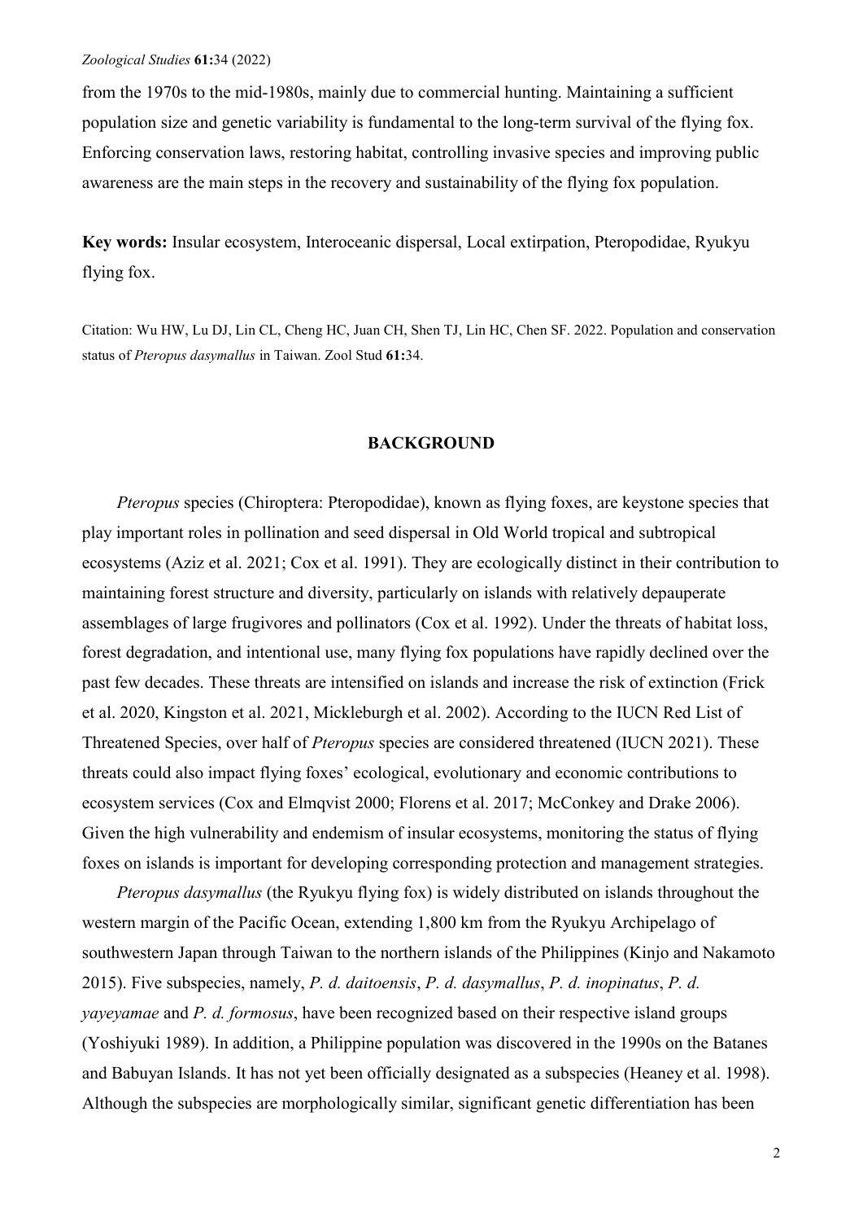from the 1970s to the mid-1980s, mainly due to commercial hunting. Maintaining a sufficient population size and genetic variability is fundamental to the long-term survival of the flying fox. Enforcing conservation laws, restoring habitat, controlling invasive species and improving public awareness are the main steps in the recovery and sustainability of the flying fox population.

**Key words:** Insular ecosystem, Interoceanic dispersal, Local extirpation, Pteropodidae, Ryukyu flying fox.

Citation: Wu HW, Lu DJ, Lin CL, Cheng HC, Juan CH, Shen TJ, Lin HC, Chen SF. 2022. Population and conservation status of *Pteropus dasymallus* in Taiwan. Zool Stud **61:**34.

## BACKGROUND

*Pteropus* species (Chiroptera: Pteropodidae), known as flying foxes, are keystone species that play important roles in pollination and seed dispersal in Old World tropical and subtropical ecosystems (Aziz et al. 2021; Cox et al. 1991). They are ecologically distinct in their contribution to maintaining forest structure and diversity, particularly on islands with relatively depauperate assemblages of large frugivores and pollinators (Cox et al. 1992). Under the threats of habitat loss, forest degradation, and intentional use, many flying fox populations have rapidly declined over the past few decades. These threats are intensified on islands and increase the risk of extinction (Frick et al. 2020, Kingston et al. 2021, Mickleburgh et al. 2002). According to the IUCN Red List of Threatened Species, over half of *Pteropus* species are considered threatened (IUCN 2021). These threats could also impact flying foxes' ecological, evolutionary and economic contributions to ecosystem services (Cox and Elmqvist 2000; Florens et al. 2017; McConkey and Drake 2006). Given the high vulnerability and endemism of insular ecosystems, monitoring the status of flying foxes on islands is important for developing corresponding protection and management strategies.

*Pteropus dasymallus* (the Ryukyu flying fox) is widely distributed on islands throughout the western margin of the Pacific Ocean, extending 1,800 km from the Ryukyu Archipelago of southwestern Japan through Taiwan to the northern islands of the Philippines (Kinjo and Nakamoto 2015). Five subspecies, namely, *P. d. daitoensis*, *P. d. dasymallus*, *P. d. inopinatus*, *P. d. yayeyamae* and *P. d. formosus*, have been recognized based on their respective island groups (Yoshiyuki 1989). In addition, a Philippine population was discovered in the 1990s on the Batanes and Babuyan Islands. It has not yet been officially designated as a subspecies (Heaney et al. 1998). Although the subspecies are morphologically similar, significant genetic differentiation has been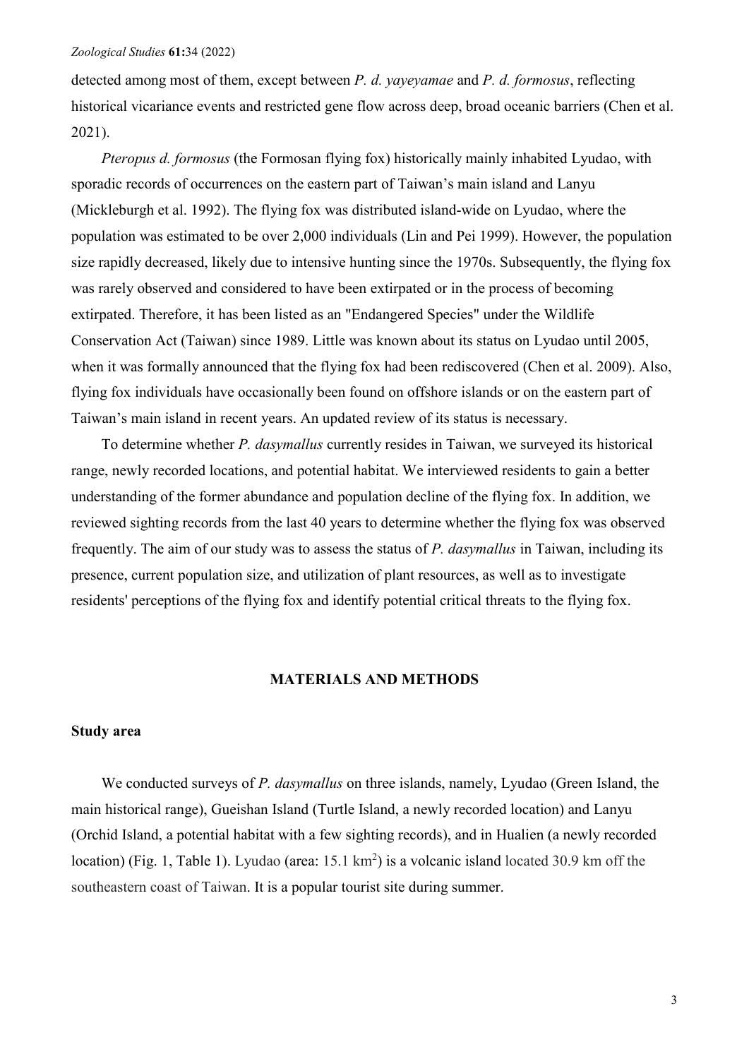detected among most of them, except between *P. d. yayeyamae* and *P. d. formosus*, reflecting historical vicariance events and restricted gene flow across deep, broad oceanic barriers (Chen et al. 2021).

*Pteropus d. formosus* (the Formosan flying fox) historically mainly inhabited Lyudao, with sporadic records of occurrences on the eastern part of Taiwan's main island and Lanyu (Mickleburgh et al. 1992). The flying fox was distributed island-wide on Lyudao, where the population was estimated to be over 2,000 individuals (Lin and Pei 1999). However, the population size rapidly decreased, likely due to intensive hunting since the 1970s. Subsequently, the flying fox was rarely observed and considered to have been extirpated or in the process of becoming extirpated. Therefore, it has been listed as an "Endangered Species" under the Wildlife Conservation Act (Taiwan) since 1989. Little was known about its status on Lyudao until 2005, when it was formally announced that the flying fox had been rediscovered (Chen et al. 2009). Also, flying fox individuals have occasionally been found on offshore islands or on the eastern part of Taiwan's main island in recent years. An updated review of its status is necessary.

To determine whether *P. dasymallus* currently resides in Taiwan, we surveyed its historical range, newly recorded locations, and potential habitat. We interviewed residents to gain a better understanding of the former abundance and population decline of the flying fox. In addition, we reviewed sighting records from the last 40 years to determine whether the flying fox was observed frequently. The aim of our study was to assess the status of *P. dasymallus* in Taiwan, including its presence, current population size, and utilization of plant resources, as well as to investigate residents' perceptions of the flying fox and identify potential critical threats to the flying fox.

## MATERIALS AND METHODS

### Study area

We conducted surveys of *P. dasymallus* on three islands, namely, Lyudao (Green Island, the main historical range), Gueishan Island (Turtle Island, a newly recorded location) and Lanyu (Orchid Island, a potential habitat with a few sighting records), and in Hualien (a newly recorded location) (Fig. 1, Table 1). Lyudao (area: 15.1 $km^2$) is a volcanic island located 30.9 km off the southeastern coast of Taiwan. It is a popular tourist site during summer.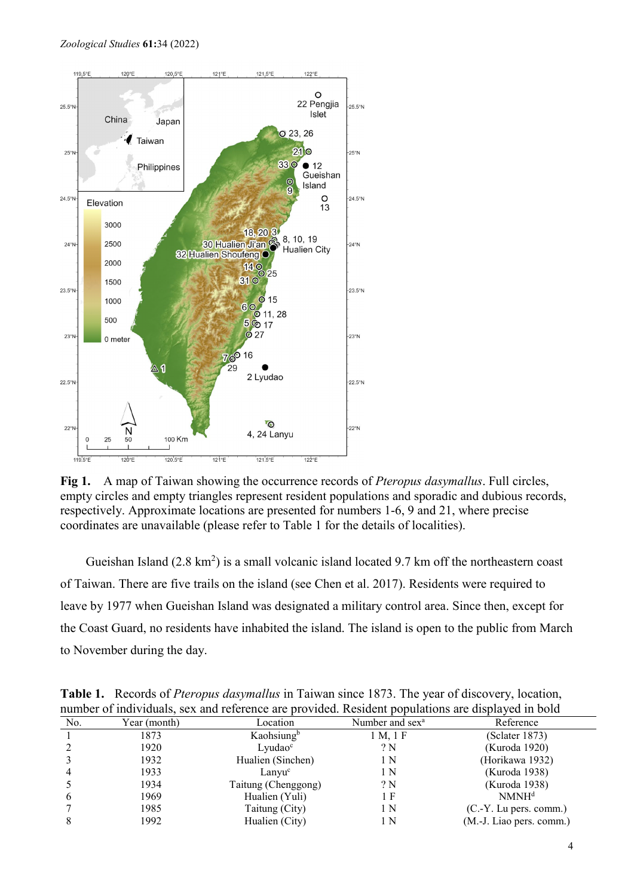**Fig 1.** A map of Taiwan showing the occurrence records of *Pteropus dasymallus*. Full circles, empty circles and empty triangles represent resident populations and sporadic and dubious records, respectively. Approximate locations are presented for numbers 1-6, 9 and 21, where precise coordinates are unavailable (please refer to Table 1 for the details of localities).

Gueishan Island (2.8 km$^2$) is a small volcanic island located 9.7 km off the northeastern coast of Taiwan. There are five trails on the island (see Chen et al. 2017). Residents were required to leave by 1977 when Gueishan Island was designated a military control area. Since then, except for the Coast Guard, no residents have inhabited the island. The island is open to the public from March to November during the day.

**Table 1.** Records of *Pteropus dasymallus* in Taiwan since 1873. The year of discovery, location, number of individuals, sex and reference are provided. Resident populations are displayed in bold

| No. | Year (month) | Location | Number and sex[a] | Reference |
|---|---|---|---|---|
| 1 | 1873 | Kaohsiung[b] | 1 M, 1 F | (Sclater 1873) |
| 2 | 1920 | Lyudao[c] | ? N | (Kuroda 1920) |
| 3 | 1932 | Hualien (Sinchen) | 1 N | (Horikawa 1932) |
| 4 | 1933 | Lanyu[c] | 1 N | (Kuroda 1938) |
| 5 | 1934 | Taitung (Chenggong) | ? N | (Kuroda 1938) |
| 6 | 1969 | Hualien (Yuli) | 1 F | NMNH[d] |
| 7 | 1985 | Taitung (City) | 1 N | (C.-Y. Lu pers. comm.) |
| 8 | 1992 | Hualien (City) | 1 N | (M.-J. Liao pers. comm.) |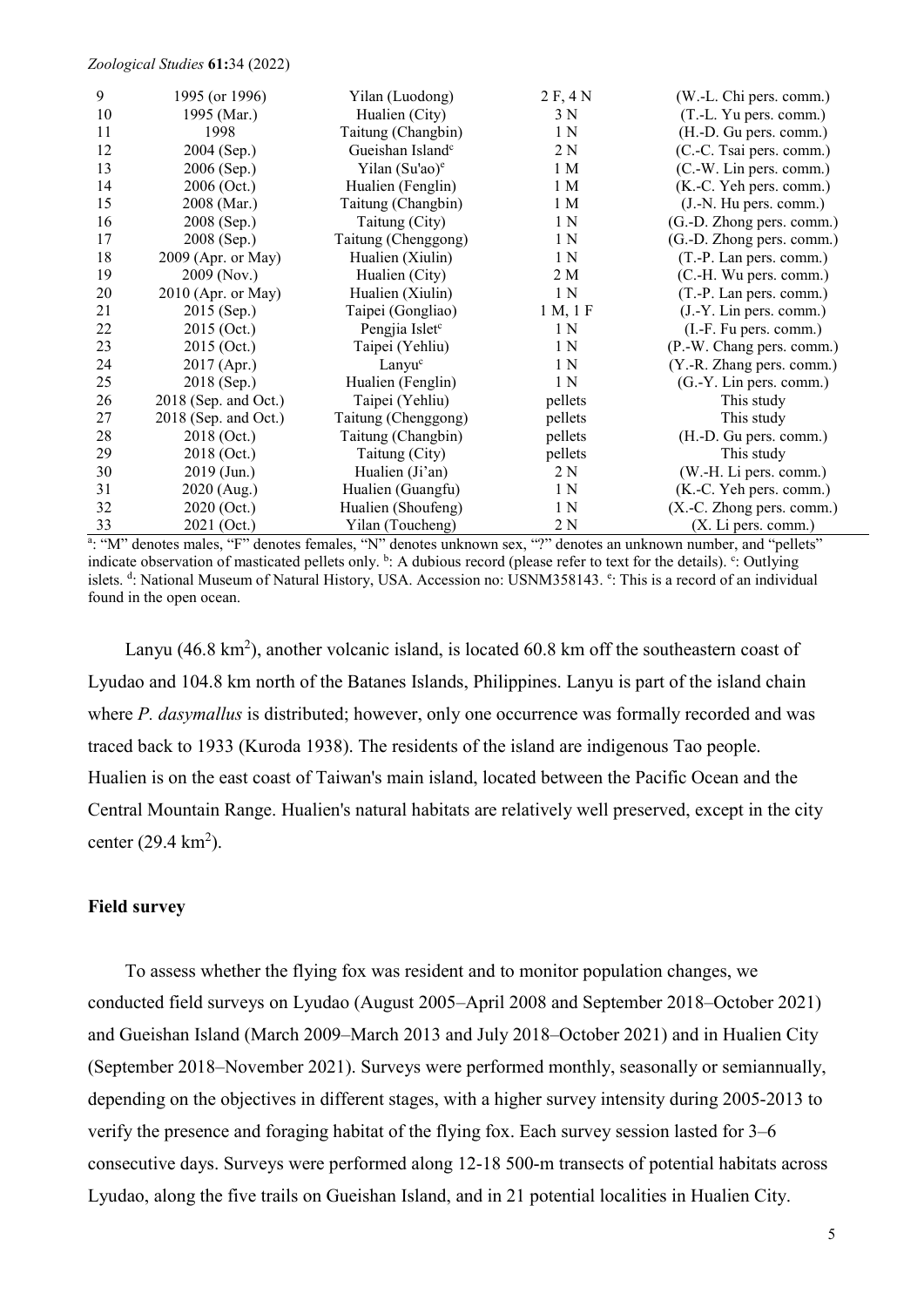| | | | | |
|---|---|---|---|---|
| 9 | 1995 (or 1996) | Yilan (Luodong) | 2 F, 4 N | (W.-L. Chi pers. comm.) |
| 10 | 1995 (Mar.) | Hualien (City) | 3 N | (T.-L. Yu pers. comm.) |
| 11 | 1998 | Taitung (Changbin) | 1 N | (H.-D. Gu pers. comm.) |
| 12 | 2004 (Sep.) | Gueishan Island[c] | 2 N | (C.-C. Tsai pers. comm.) |
| 13 | 2006 (Sep.) | Yilan (Su'ao)[e] | 1 M | (C.-W. Lin pers. comm.) |
| 14 | 2006 (Oct.) | Hualien (Fenglin) | 1 M | (K.-C. Yeh pers. comm.) |
| 15 | 2008 (Mar.) | Taitung (Changbin) | 1 M | (J.-N. Hu pers. comm.) |
| 16 | 2008 (Sep.) | Taitung (City) | 1 N | (G.-D. Zhong pers. comm.) |
| 17 | 2008 (Sep.) | Taitung (Chenggong) | 1 N | (G.-D. Zhong pers. comm.) |
| 18 | 2009 (Apr. or May) | Hualien (Xiulin) | 1 N | (T.-P. Lan pers. comm.) |
| 19 | 2009 (Nov.) | Hualien (City) | 2 M | (C.-H. Wu pers. comm.) |
| 20 | 2010 (Apr. or May) | Hualien (Xiulin) | 1 N | (T.-P. Lan pers. comm.) |
| 21 | 2015 (Sep.) | Taipei (Gongliao) | 1 M, 1 F | (J.-Y. Lin pers. comm.) |
| 22 | 2015 (Oct.) | Pengjia Islet[c] | 1 N | (I.-F. Fu pers. comm.) |
| 23 | 2015 (Oct.) | Taipei (Yehliu) | 1 N | (P.-W. Chang pers. comm.) |
| 24 | 2017 (Apr.) | Lanyu[c] | 1 N | (Y.-R. Zhang pers. comm.) |
| 25 | 2018 (Sep.) | Hualien (Fenglin) | 1 N | (G.-Y. Lin pers. comm.) |
| 26 | 2018 (Sep. and Oct.) | Taipei (Yehliu) | pellets | This study |
| 27 | 2018 (Sep. and Oct.) | Taitung (Chenggong) | pellets | This study |
| 28 | 2018 (Oct.) | Taitung (Changbin) | pellets | (H.-D. Gu pers. comm.) |
| 29 | 2018 (Oct.) | Taitung (City) | pellets | This study |
| 30 | 2019 (Jun.) | Hualien (Ji'an) | 2 N | (W.-H. Li pers. comm.) |
| 31 | 2020 (Aug.) | Hualien (Guangfu) | 1 N | (K.-C. Yeh pers. comm.) |
| 32 | 2020 (Oct.) | Hualien (Shoufeng) | 1 N | (X.-C. Zhong pers. comm.) |
| 33 | 2021 (Oct.) | Yilan (Toucheng) | 2 N | (X. Li pers. comm.) |

[a]: "M" denotes males, "F" denotes females, "N" denotes unknown sex, "?" denotes an unknown number, and "pellets" indicate observation of masticated pellets only. [b]: A dubious record (please refer to text for the details). [c]: Outlying islets. [d]: National Museum of Natural History, USA. Accession no: USNM358143. [e]: This is a record of an individual found in the open ocean.

Lanyu (46.8 $km^2$), another volcanic island, is located 60.8 km off the southeastern coast of Lyudao and 104.8 km north of the Batanes Islands, Philippines. Lanyu is part of the island chain where *P. dasymallus* is distributed; however, only one occurrence was formally recorded and was traced back to 1933 (Kuroda 1938). The residents of the island are indigenous Tao people. Hualien is on the east coast of Taiwan's main island, located between the Pacific Ocean and the Central Mountain Range. Hualien's natural habitats are relatively well preserved, except in the city center (29.4 $km^2$).

### Field survey

To assess whether the flying fox was resident and to monitor population changes, we conducted field surveys on Lyudao (August 2005–April 2008 and September 2018–October 2021) and Gueishan Island (March 2009–March 2013 and July 2018–October 2021) and in Hualien City (September 2018–November 2021). Surveys were performed monthly, seasonally or semiannually, depending on the objectives in different stages, with a higher survey intensity during 2005-2013 to verify the presence and foraging habitat of the flying fox. Each survey session lasted for 3–6 consecutive days. Surveys were performed along 12-18 500-m transects of potential habitats across Lyudao, along the five trails on Gueishan Island, and in 21 potential localities in Hualien City.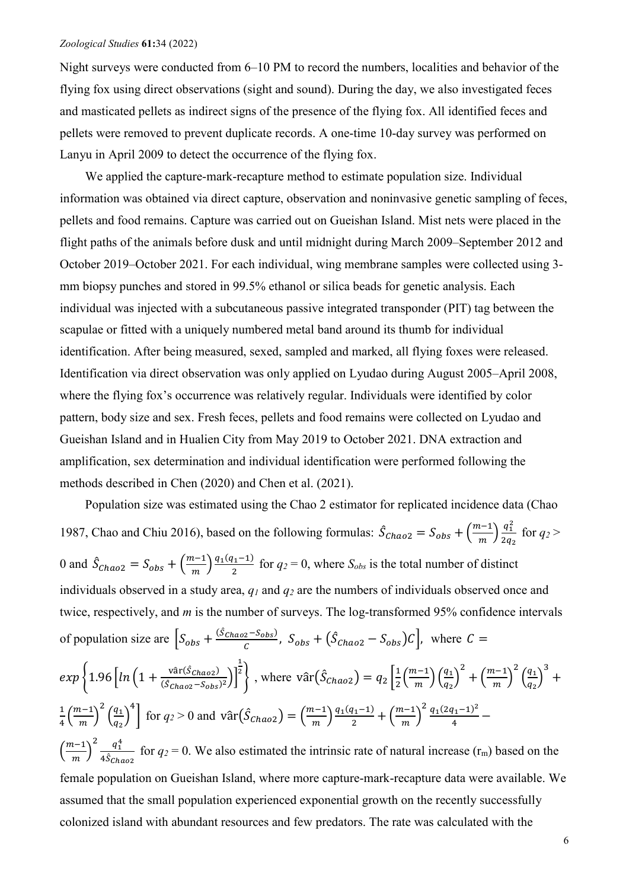Night surveys were conducted from 6–10 PM to record the numbers, localities and behavior of the flying fox using direct observations (sight and sound). During the day, we also investigated feces and masticated pellets as indirect signs of the presence of the flying fox. All identified feces and pellets were removed to prevent duplicate records. A one-time 10-day survey was performed on Lanyu in April 2009 to detect the occurrence of the flying fox.

We applied the capture-mark-recapture method to estimate population size. Individual information was obtained via direct capture, observation and noninvasive genetic sampling of feces, pellets and food remains. Capture was carried out on Gueishan Island. Mist nets were placed in the flight paths of the animals before dusk and until midnight during March 2009–September 2012 and October 2019–October 2021. For each individual, wing membrane samples were collected using 3-mm biopsy punches and stored in 99.5% ethanol or silica beads for genetic analysis. Each individual was injected with a subcutaneous passive integrated transponder (PIT) tag between the scapulae or fitted with a uniquely numbered metal band around its thumb for individual identification. After being measured, sexed, sampled and marked, all flying foxes were released. Identification via direct observation was only applied on Lyudao during August 2005–April 2008, where the flying fox's occurrence was relatively regular. Individuals were identified by color pattern, body size and sex. Fresh feces, pellets and food remains were collected on Lyudao and Gueishan Island and in Hualien City from May 2019 to October 2021. DNA extraction and amplification, sex determination and individual identification were performed following the methods described in Chen (2020) and Chen et al. (2021).

Population size was estimated using the Chao 2 estimator for replicated incidence data (Chao 1987, Chao and Chiu 2016), based on the following formulas: $\hat{S}_{Chao2} = S_{obs} + \left(\frac{m-1}{m}\right)\frac{q_1^2}{2q_2}$ for $q_2 > 0$ and $\hat{S}_{Chao2} = S_{obs} + \left(\frac{m-1}{m}\right)\frac{q_1(q_1-1)}{2}$ for $q_2 = 0$, where $S_{obs}$ is the total number of distinct individuals observed in a study area, $q_1$ and $q_2$ are the numbers of individuals observed once and twice, respectively, and $m$ is the number of surveys. The log-transformed 95% confidence intervals of population size are $\left[S_{obs} + \frac{(\hat{S}_{Chao2} - S_{obs})}{C},\ S_{obs} + (\hat{S}_{Chao2} - S_{obs})C\right]$, where $C = exp\left\{1.96\left[ln\left(1 + \frac{\hat{\text{var}}(\hat{S}_{Chao2})}{(\hat{S}_{Chao2} - S_{obs})^2}\right)\right]^{\frac{1}{2}}\right\}$, where $\hat{\text{var}}(\hat{S}_{Chao2}) = q_2\left[\frac{1}{2}\left(\frac{m-1}{m}\right)\left(\frac{q_1}{q_2}\right)^2 + \left(\frac{m-1}{m}\right)^2\left(\frac{q_1}{q_2}\right)^3 + \frac{1}{4}\left(\frac{m-1}{m}\right)^2\left(\frac{q_1}{q_2}\right)^4\right]$ for $q_2 > 0$ and $\hat{\text{var}}(\hat{S}_{Chao2}) = \left(\frac{m-1}{m}\right)\frac{q_1(q_1-1)}{2} + \left(\frac{m-1}{m}\right)^2\frac{q_1(2q_1-1)^2}{4} - \left(\frac{m-1}{m}\right)^2\frac{q_1^4}{4\hat{S}_{Chao2}}$ for $q_2 = 0$. We also estimated the intrinsic rate of natural increase ($r_m$) based on the female population on Gueishan Island, where more capture-mark-recapture data were available. We assumed that the small population experienced exponential growth on the recently successfully colonized island with abundant resources and few predators. The rate was calculated with the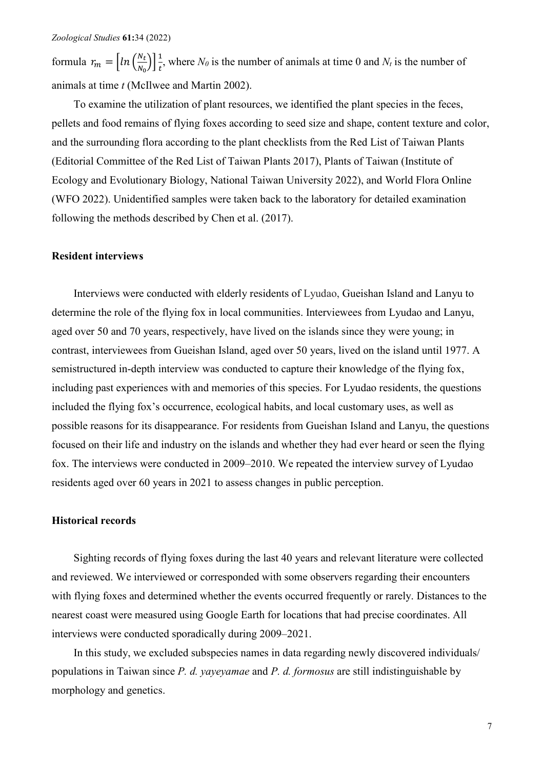formula $r_m = \left[ln\left(\frac{N_t}{N_0}\right)\right]\frac{1}{t}$, where $N_0$ is the number of animals at time 0 and $N_t$ is the number of animals at time *t* (McIlwee and Martin 2002).

To examine the utilization of plant resources, we identified the plant species in the feces, pellets and food remains of flying foxes according to seed size and shape, content texture and color, and the surrounding flora according to the plant checklists from the Red List of Taiwan Plants (Editorial Committee of the Red List of Taiwan Plants 2017), Plants of Taiwan (Institute of Ecology and Evolutionary Biology, National Taiwan University 2022), and World Flora Online (WFO 2022). Unidentified samples were taken back to the laboratory for detailed examination following the methods described by Chen et al. (2017).

### Resident interviews

Interviews were conducted with elderly residents of Lyudao, Gueishan Island and Lanyu to determine the role of the flying fox in local communities. Interviewees from Lyudao and Lanyu, aged over 50 and 70 years, respectively, have lived on the islands since they were young; in contrast, interviewees from Gueishan Island, aged over 50 years, lived on the island until 1977. A semistructured in-depth interview was conducted to capture their knowledge of the flying fox, including past experiences with and memories of this species. For Lyudao residents, the questions included the flying fox's occurrence, ecological habits, and local customary uses, as well as possible reasons for its disappearance. For residents from Gueishan Island and Lanyu, the questions focused on their life and industry on the islands and whether they had ever heard or seen the flying fox. The interviews were conducted in 2009–2010. We repeated the interview survey of Lyudao residents aged over 60 years in 2021 to assess changes in public perception.

### Historical records

Sighting records of flying foxes during the last 40 years and relevant literature were collected and reviewed. We interviewed or corresponded with some observers regarding their encounters with flying foxes and determined whether the events occurred frequently or rarely. Distances to the nearest coast were measured using Google Earth for locations that had precise coordinates. All interviews were conducted sporadically during 2009–2021.

In this study, we excluded subspecies names in data regarding newly discovered individuals/ populations in Taiwan since *P. d. yayeyamae* and *P. d. formosus* are still indistinguishable by morphology and genetics.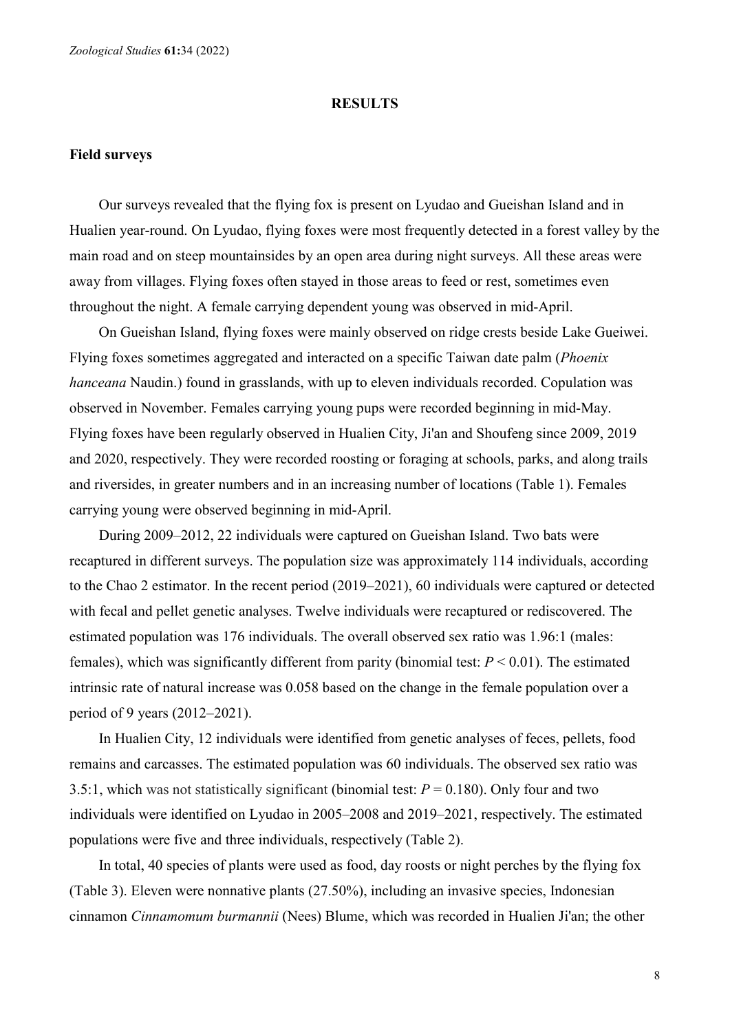## RESULTS

### Field surveys

Our surveys revealed that the flying fox is present on Lyudao and Gueishan Island and in Hualien year-round. On Lyudao, flying foxes were most frequently detected in a forest valley by the main road and on steep mountainsides by an open area during night surveys. All these areas were away from villages. Flying foxes often stayed in those areas to feed or rest, sometimes even throughout the night. A female carrying dependent young was observed in mid-April.

On Gueishan Island, flying foxes were mainly observed on ridge crests beside Lake Gueiwei. Flying foxes sometimes aggregated and interacted on a specific Taiwan date palm (*Phoenix hanceana* Naudin.) found in grasslands, with up to eleven individuals recorded. Copulation was observed in November. Females carrying young pups were recorded beginning in mid-May. Flying foxes have been regularly observed in Hualien City, Ji'an and Shoufeng since 2009, 2019 and 2020, respectively. They were recorded roosting or foraging at schools, parks, and along trails and riversides, in greater numbers and in an increasing number of locations (Table 1). Females carrying young were observed beginning in mid-April.

During 2009–2012, 22 individuals were captured on Gueishan Island. Two bats were recaptured in different surveys. The population size was approximately 114 individuals, according to the Chao 2 estimator. In the recent period (2019–2021), 60 individuals were captured or detected with fecal and pellet genetic analyses. Twelve individuals were recaptured or rediscovered. The estimated population was 176 individuals. The overall observed sex ratio was 1.96:1 (males: females), which was significantly different from parity (binomial test: $P < 0.01$). The estimated intrinsic rate of natural increase was 0.058 based on the change in the female population over a period of 9 years (2012–2021).

In Hualien City, 12 individuals were identified from genetic analyses of feces, pellets, food remains and carcasses. The estimated population was 60 individuals. The observed sex ratio was 3.5:1, which was not statistically significant (binomial test: $P = 0.180$). Only four and two individuals were identified on Lyudao in 2005–2008 and 2019–2021, respectively. The estimated populations were five and three individuals, respectively (Table 2).

In total, 40 species of plants were used as food, day roosts or night perches by the flying fox (Table 3). Eleven were nonnative plants (27.50%), including an invasive species, Indonesian cinnamon *Cinnamomum burmannii* (Nees) Blume, which was recorded in Hualien Ji'an; the other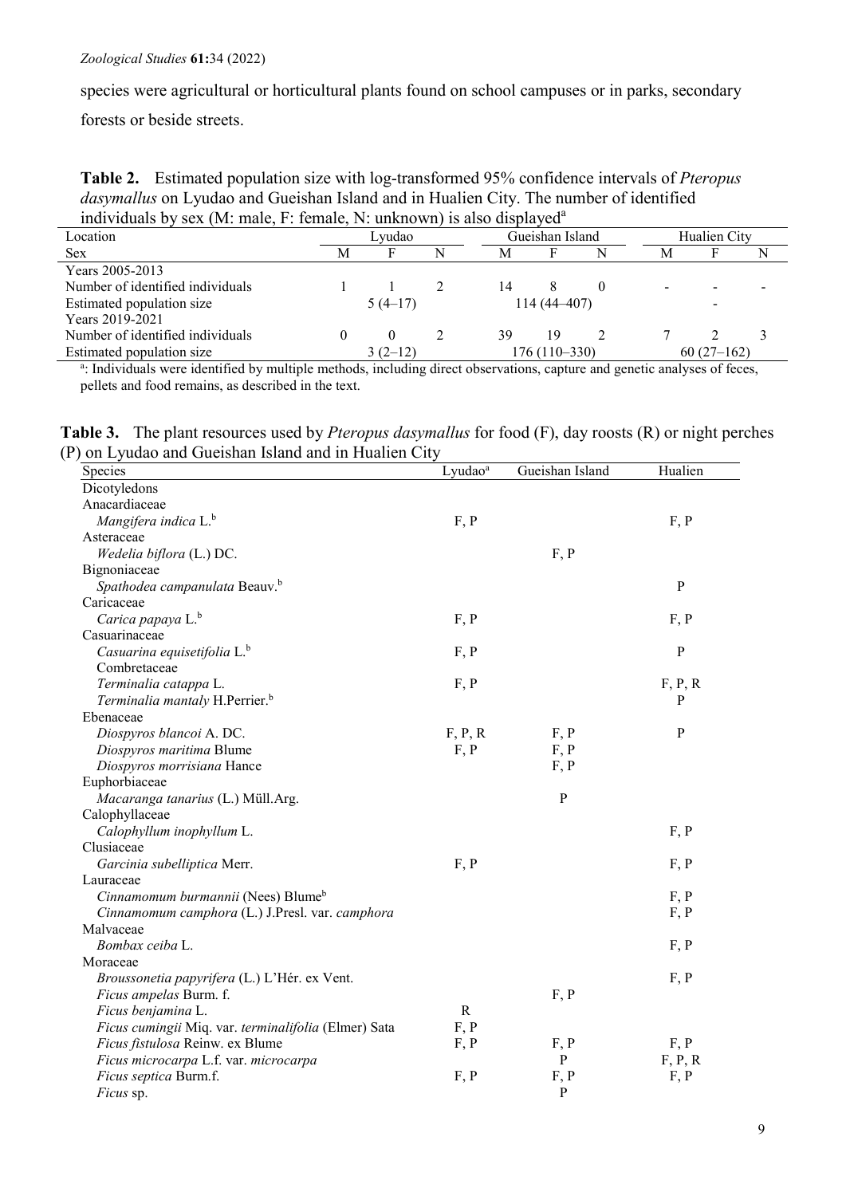species were agricultural or horticultural plants found on school campuses or in parks, secondary forests or beside streets.

**Table 2.** Estimated population size with log-transformed 95% confidence intervals of *Pteropus dasymallus* on Lyudao and Gueishan Island and in Hualien City. The number of identified individuals by sex (M: male, F: female, N: unknown) is also displayed[a]

| Location | Lyudao | | | Gueishan Island | | | Hualien City | | |
|---|---|---|---|---|---|---|---|---|---|
| Sex | M | F | N | M | F | N | M | F | N |
| Years 2005-2013 | | | | | | | | | |
| Number of identified individuals | 1 | 1 | 2 | 14 | 8 | 0 | - | - | - |
| Estimated population size | | 5 (4–17) | | | 114 (44–407) | | | - | |
| Years 2019-2021 | | | | | | | | | |
| Number of identified individuals | 0 | 0 | 2 | 39 | 19 | 2 | 7 | 2 | 3 |
| Estimated population size | | 3 (2–12) | | | 176 (110–330) | | | 60 (27–162) | |

[a]: Individuals were identified by multiple methods, including direct observations, capture and genetic analyses of feces, pellets and food remains, as described in the text.

**Table 3.** The plant resources used by *Pteropus dasymallus* for food (F), day roosts (R) or night perches (P) on Lyudao and Gueishan Island and in Hualien City

| Species | Lyudao[a] | Gueishan Island | Hualien |
|---|---|---|---|
| Dicotyledons | | | |
| Anacardiaceae | | | |
| *Mangifera indica* L.[b] | F, P | | F, P |
| Asteraceae | | | |
| *Wedelia biflora* (L.) DC. | | F, P | |
| Bignoniaceae | | | |
| *Spathodea campanulata* Beauv.[b] | | | P |
| Caricaceae | | | |
| *Carica papaya* L.[b] | F, P | | F, P |
| Casuarinaceae | | | |
| *Casuarina equisetifolia* L.[b] | F, P | | P |
| Combretaceae | | | |
| *Terminalia catappa* L. | F, P | | F, P, R |
| *Terminalia mantaly* H.Perrier.[b] | | | P |
| Ebenaceae | | | |
| *Diospyros blancoi* A. DC. | F, P, R | F, P | P |
| *Diospyros maritima* Blume | F, P | F, P | |
| *Diospyros morrisiana* Hance | | F, P | |
| Euphorbiaceae | | | |
| *Macaranga tanarius* (L.) Müll.Arg. | | P | |
| Calophyllaceae | | | |
| *Calophyllum inophyllum* L. | | | F, P |
| Clusiaceae | | | |
| *Garcinia subelliptica* Merr. | F, P | | F, P |
| Lauraceae | | | |
| *Cinnamomum burmannii* (Nees) Blume[b] | | | F, P |
| *Cinnamomum camphora* (L.) J.Presl. var. *camphora* | | | F, P |
| Malvaceae | | | |
| *Bombax ceiba* L. | | | F, P |
| Moraceae | | | |
| *Broussonetia papyrifera* (L.) L'Hér. ex Vent. | | | F, P |
| *Ficus ampelas* Burm. f. | | F, P | |
| *Ficus benjamina* L. | R | | |
| *Ficus cumingii* Miq. var. *terminalifolia* (Elmer) Sata | F, P | | |
| *Ficus fistulosa* Reinw. ex Blume | F, P | F, P | F, P |
| *Ficus microcarpa* L.f. var. *microcarpa* | | P | F, P, R |
| *Ficus septica* Burm.f. | F, P | F, P | F, P |
| *Ficus* sp. | | P | |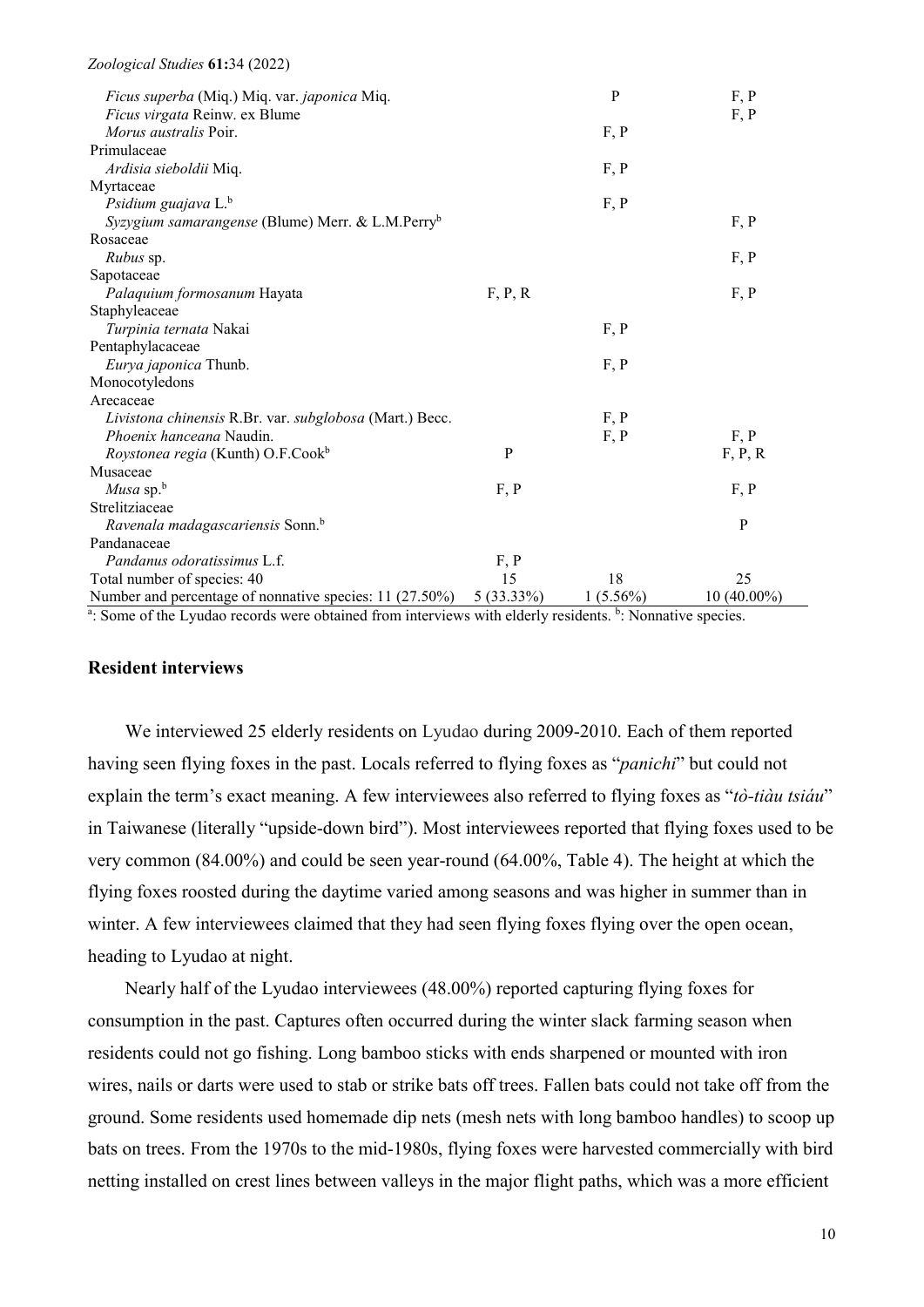| | | | |
|---|---|---|---|
| *Ficus superba* (Miq.) Miq. var. *japonica* Miq. | | P | F, P |
| *Ficus virgata* Reinw. ex Blume | | | F, P |
| *Morus australis* Poir. | | F, P | |
| Primulaceae | | | |
| *Ardisia sieboldii* Miq. | | F, P | |
| Myrtaceae | | | |
| *Psidium guajava* L.[b] | | F, P | |
| *Syzygium samarangense* (Blume) Merr. & L.M.Perry[b] | | | F, P |
| Rosaceae | | | |
| *Rubus* sp. | | | F, P |
| Sapotaceae | | | |
| *Palaquium formosanum* Hayata | F, P, R | | F, P |
| Staphyleaceae | | | |
| *Turpinia ternata* Nakai | | F, P | |
| Pentaphylacaceae | | | |
| *Eurya japonica* Thunb. | | F, P | |
| Monocotyledons | | | |
| Arecaceae | | | |
| *Livistona chinensis* R.Br. var. *subglobosa* (Mart.) Becc. | | F, P | |
| *Phoenix hanceana* Naudin. | | F, P | F, P |
| *Roystonea regia* (Kunth) O.F.Cook[b] | P | | F, P, R |
| Musaceae | | | |
| *Musa* sp.[b] | F, P | | F, P |
| Strelitziaceae | | | |
| *Ravenala madagascariensis* Sonn.[b] | | | P |
| Pandanaceae | | | |
| *Pandanus odoratissimus* L.f. | F, P | | |
| Total number of species: 40 | 15 | 18 | 25 |
| Number and percentage of nonnative species: 11 (27.50%) | 5 (33.33%) | 1 (5.56%) | 10 (40.00%) |

[a]: Some of the Lyudao records were obtained from interviews with elderly residents. [b]: Nonnative species.

### Resident interviews

We interviewed 25 elderly residents on Lyudao during 2009-2010. Each of them reported having seen flying foxes in the past. Locals referred to flying foxes as "*panichi*" but could not explain the term's exact meaning. A few interviewees also referred to flying foxes as "*tò-tiàu tsiáu*" in Taiwanese (literally "upside-down bird"). Most interviewees reported that flying foxes used to be very common (84.00%) and could be seen year-round (64.00%, Table 4). The height at which the flying foxes roosted during the daytime varied among seasons and was higher in summer than in winter. A few interviewees claimed that they had seen flying foxes flying over the open ocean, heading to Lyudao at night.

Nearly half of the Lyudao interviewees (48.00%) reported capturing flying foxes for consumption in the past. Captures often occurred during the winter slack farming season when residents could not go fishing. Long bamboo sticks with ends sharpened or mounted with iron wires, nails or darts were used to stab or strike bats off trees. Fallen bats could not take off from the ground. Some residents used homemade dip nets (mesh nets with long bamboo handles) to scoop up bats on trees. From the 1970s to the mid-1980s, flying foxes were harvested commercially with bird netting installed on crest lines between valleys in the major flight paths, which was a more efficient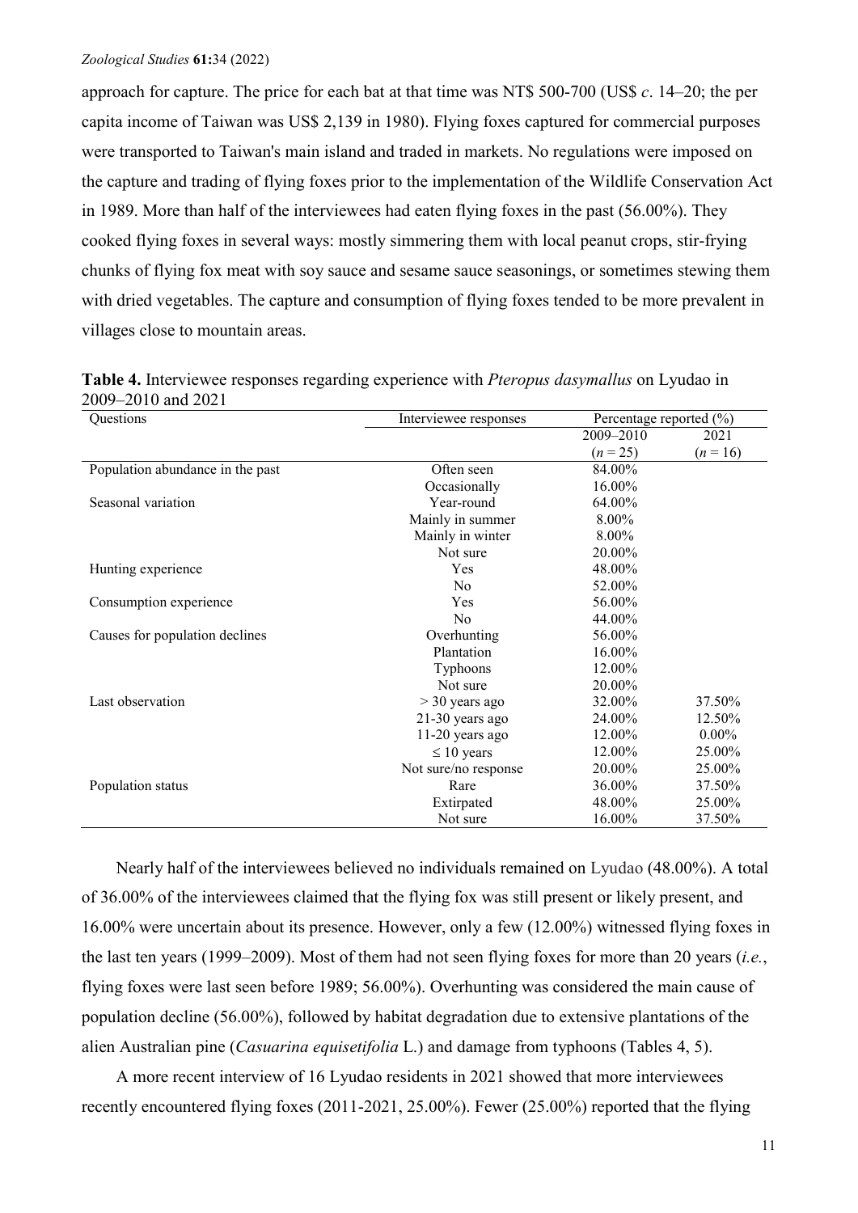approach for capture. The price for each bat at that time was NT$ 500-700 (US$ *c*. 14–20; the per capita income of Taiwan was US$ 2,139 in 1980). Flying foxes captured for commercial purposes were transported to Taiwan's main island and traded in markets. No regulations were imposed on the capture and trading of flying foxes prior to the implementation of the Wildlife Conservation Act in 1989. More than half of the interviewees had eaten flying foxes in the past (56.00%). They cooked flying foxes in several ways: mostly simmering them with local peanut crops, stir-frying chunks of flying fox meat with soy sauce and sesame sauce seasonings, or sometimes stewing them with dried vegetables. The capture and consumption of flying foxes tended to be more prevalent in villages close to mountain areas.

**Table 4.** Interviewee responses regarding experience with *Pteropus dasymallus* on Lyudao in 2009–2010 and 2021

| Questions | Interviewee responses | Percentage reported (%) | |
|---|---|---|---|
| | | 2009–2010 ($n = 25$) | 2021 ($n = 16$) |
| Population abundance in the past | Often seen | 84.00% | |
| | Occasionally | 16.00% | |
| Seasonal variation | Year-round | 64.00% | |
| | Mainly in summer | 8.00% | |
| | Mainly in winter | 8.00% | |
| | Not sure | 20.00% | |
| Hunting experience | Yes | 48.00% | |
| | No | 52.00% | |
| Consumption experience | Yes | 56.00% | |
| | No | 44.00% | |
| Causes for population declines | Overhunting | 56.00% | |
| | Plantation | 16.00% | |
| | Typhoons | 12.00% | |
| | Not sure | 20.00% | |
| Last observation | > 30 years ago | 32.00% | 37.50% |
| | 21-30 years ago | 24.00% | 12.50% |
| | 11-20 years ago | 12.00% | 0.00% |
| | ≤ 10 years | 12.00% | 25.00% |
| | Not sure/no response | 20.00% | 25.00% |
| Population status | Rare | 36.00% | 37.50% |
| | Extirpated | 48.00% | 25.00% |
| | Not sure | 16.00% | 37.50% |

Nearly half of the interviewees believed no individuals remained on Lyudao (48.00%). A total of 36.00% of the interviewees claimed that the flying fox was still present or likely present, and 16.00% were uncertain about its presence. However, only a few (12.00%) witnessed flying foxes in the last ten years (1999–2009). Most of them had not seen flying foxes for more than 20 years (*i.e.*, flying foxes were last seen before 1989; 56.00%). Overhunting was considered the main cause of population decline (56.00%), followed by habitat degradation due to extensive plantations of the alien Australian pine (*Casuarina equisetifolia* L.) and damage from typhoons (Tables 4, 5).

A more recent interview of 16 Lyudao residents in 2021 showed that more interviewees recently encountered flying foxes (2011-2021, 25.00%). Fewer (25.00%) reported that the flying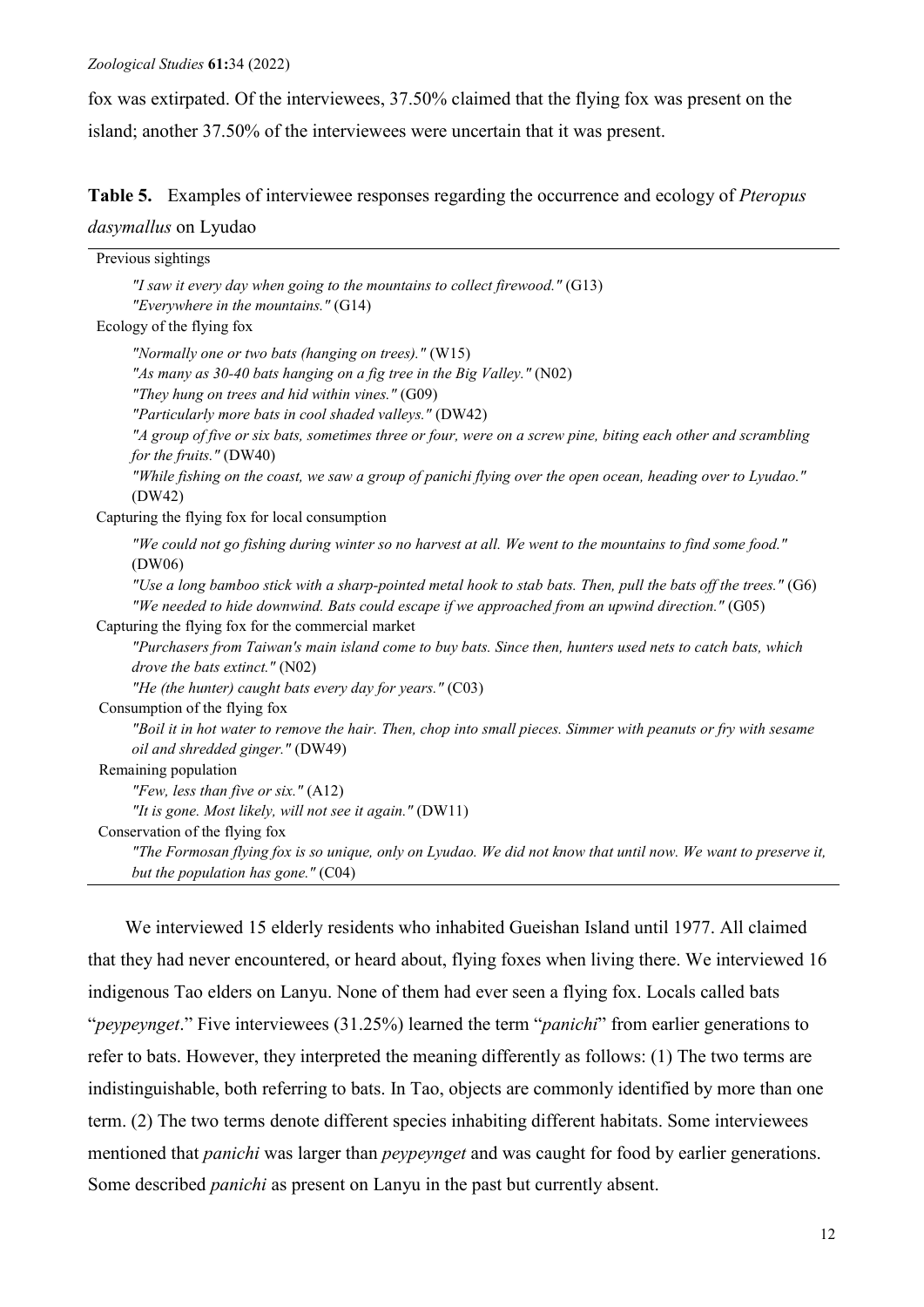fox was extirpated. Of the interviewees, 37.50% claimed that the flying fox was present on the island; another 37.50% of the interviewees were uncertain that it was present.

**Table 5.** Examples of interviewee responses regarding the occurrence and ecology of *Pteropus dasymallus* on Lyudao

| |
|---|
| Previous sightings |
| *"I saw it every day when going to the mountains to collect firewood."* (G13) |
| *"Everywhere in the mountains."* (G14) |
| Ecology of the flying fox |
| *"Normally one or two bats (hanging on trees)."* (W15) |
| *"As many as 30-40 bats hanging on a fig tree in the Big Valley."* (N02) |
| *"They hung on trees and hid within vines."* (G09) |
| *"Particularly more bats in cool shaded valleys."* (DW42) |
| *"A group of five or six bats, sometimes three or four, were on a screw pine, biting each other and scrambling for the fruits."* (DW40) |
| *"While fishing on the coast, we saw a group of panichi flying over the open ocean, heading over to Lyudao."* (DW42) |
| Capturing the flying fox for local consumption |
| *"We could not go fishing during winter so no harvest at all. We went to the mountains to find some food."* (DW06) |
| *"Use a long bamboo stick with a sharp-pointed metal hook to stab bats. Then, pull the bats off the trees."* (G6) |
| *"We needed to hide downwind. Bats could escape if we approached from an upwind direction."* (G05) |
| Capturing the flying fox for the commercial market |
| *"Purchasers from Taiwan's main island come to buy bats. Since then, hunters used nets to catch bats, which drove the bats extinct."* (N02) |
| *"He (the hunter) caught bats every day for years."* (C03) |
| Consumption of the flying fox |
| *"Boil it in hot water to remove the hair. Then, chop into small pieces. Simmer with peanuts or fry with sesame oil and shredded ginger."* (DW49) |
| Remaining population |
| *"Few, less than five or six."* (A12) |
| *"It is gone. Most likely, will not see it again."* (DW11) |
| Conservation of the flying fox |
| *"The Formosan flying fox is so unique, only on Lyudao. We did not know that until now. We want to preserve it, but the population has gone."* (C04) |

We interviewed 15 elderly residents who inhabited Gueishan Island until 1977. All claimed that they had never encountered, or heard about, flying foxes when living there. We interviewed 16 indigenous Tao elders on Lanyu. None of them had ever seen a flying fox. Locals called bats "*peypeynget*." Five interviewees (31.25%) learned the term "*panichi*" from earlier generations to refer to bats. However, they interpreted the meaning differently as follows: (1) The two terms are indistinguishable, both referring to bats. In Tao, objects are commonly identified by more than one term. (2) The two terms denote different species inhabiting different habitats. Some interviewees mentioned that *panichi* was larger than *peypeynget* and was caught for food by earlier generations. Some described *panichi* as present on Lanyu in the past but currently absent.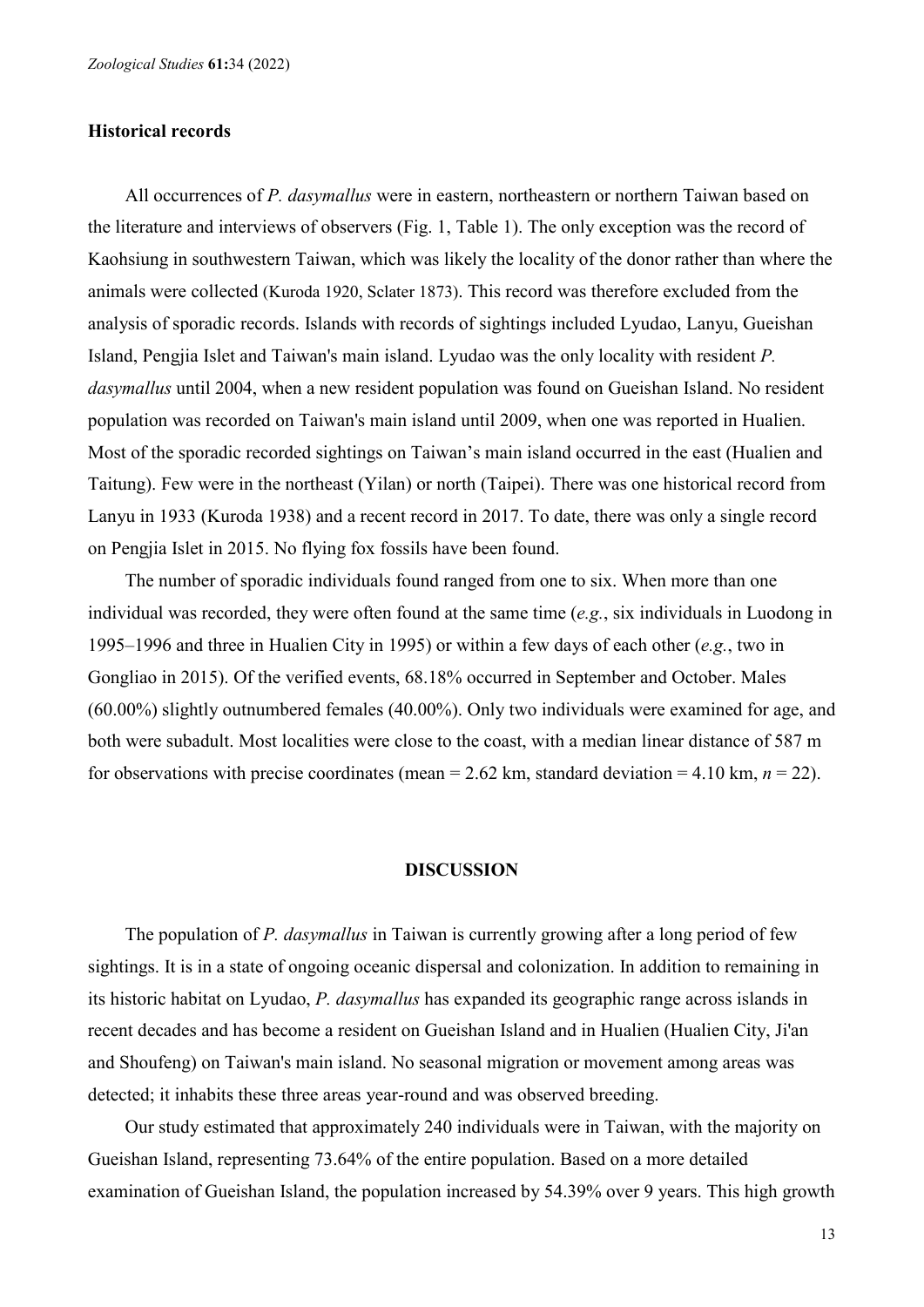### Historical records

All occurrences of *P. dasymallus* were in eastern, northeastern or northern Taiwan based on the literature and interviews of observers (Fig. 1, Table 1). The only exception was the record of Kaohsiung in southwestern Taiwan, which was likely the locality of the donor rather than where the animals were collected (Kuroda 1920, Sclater 1873). This record was therefore excluded from the analysis of sporadic records. Islands with records of sightings included Lyudao, Lanyu, Gueishan Island, Pengjia Islet and Taiwan's main island. Lyudao was the only locality with resident *P. dasymallus* until 2004, when a new resident population was found on Gueishan Island. No resident population was recorded on Taiwan's main island until 2009, when one was reported in Hualien. Most of the sporadic recorded sightings on Taiwan's main island occurred in the east (Hualien and Taitung). Few were in the northeast (Yilan) or north (Taipei). There was one historical record from Lanyu in 1933 (Kuroda 1938) and a recent record in 2017. To date, there was only a single record on Pengjia Islet in 2015. No flying fox fossils have been found.

The number of sporadic individuals found ranged from one to six. When more than one individual was recorded, they were often found at the same time (*e.g.*, six individuals in Luodong in 1995–1996 and three in Hualien City in 1995) or within a few days of each other (*e.g.*, two in Gongliao in 2015). Of the verified events, 68.18% occurred in September and October. Males (60.00%) slightly outnumbered females (40.00%). Only two individuals were examined for age, and both were subadult. Most localities were close to the coast, with a median linear distance of 587 m for observations with precise coordinates (mean = 2.62 km, standard deviation = 4.10 km, $n = 22$).

## DISCUSSION

The population of *P. dasymallus* in Taiwan is currently growing after a long period of few sightings. It is in a state of ongoing oceanic dispersal and colonization. In addition to remaining in its historic habitat on Lyudao, *P. dasymallus* has expanded its geographic range across islands in recent decades and has become a resident on Gueishan Island and in Hualien (Hualien City, Ji'an and Shoufeng) on Taiwan's main island. No seasonal migration or movement among areas was detected; it inhabits these three areas year-round and was observed breeding.

Our study estimated that approximately 240 individuals were in Taiwan, with the majority on Gueishan Island, representing 73.64% of the entire population. Based on a more detailed examination of Gueishan Island, the population increased by 54.39% over 9 years. This high growth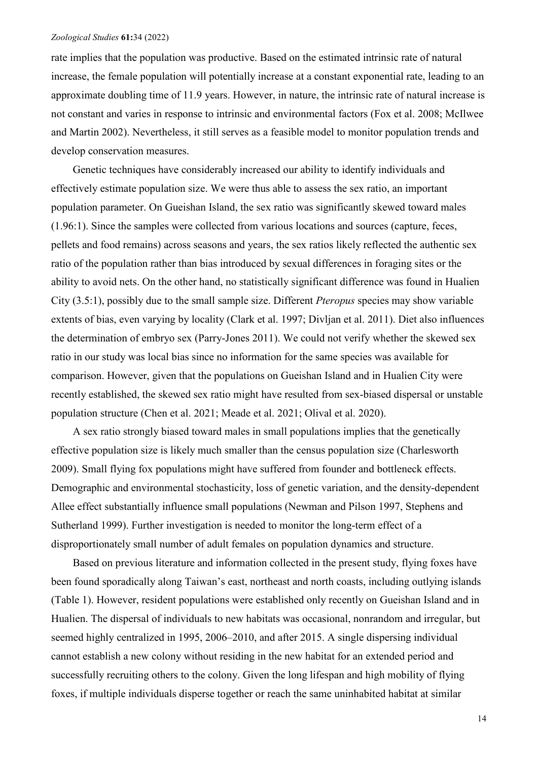rate implies that the population was productive. Based on the estimated intrinsic rate of natural increase, the female population will potentially increase at a constant exponential rate, leading to an approximate doubling time of 11.9 years. However, in nature, the intrinsic rate of natural increase is not constant and varies in response to intrinsic and environmental factors (Fox et al. 2008; McIlwee and Martin 2002). Nevertheless, it still serves as a feasible model to monitor population trends and develop conservation measures.

Genetic techniques have considerably increased our ability to identify individuals and effectively estimate population size. We were thus able to assess the sex ratio, an important population parameter. On Gueishan Island, the sex ratio was significantly skewed toward males (1.96:1). Since the samples were collected from various locations and sources (capture, feces, pellets and food remains) across seasons and years, the sex ratios likely reflected the authentic sex ratio of the population rather than bias introduced by sexual differences in foraging sites or the ability to avoid nets. On the other hand, no statistically significant difference was found in Hualien City (3.5:1), possibly due to the small sample size. Different *Pteropus* species may show variable extents of bias, even varying by locality (Clark et al. 1997; Divljan et al. 2011). Diet also influences the determination of embryo sex (Parry-Jones 2011). We could not verify whether the skewed sex ratio in our study was local bias since no information for the same species was available for comparison. However, given that the populations on Gueishan Island and in Hualien City were recently established, the skewed sex ratio might have resulted from sex-biased dispersal or unstable population structure (Chen et al. 2021; Meade et al. 2021; Olival et al. 2020).

A sex ratio strongly biased toward males in small populations implies that the genetically effective population size is likely much smaller than the census population size (Charlesworth 2009). Small flying fox populations might have suffered from founder and bottleneck effects. Demographic and environmental stochasticity, loss of genetic variation, and the density-dependent Allee effect substantially influence small populations (Newman and Pilson 1997, Stephens and Sutherland 1999). Further investigation is needed to monitor the long-term effect of a disproportionately small number of adult females on population dynamics and structure.

Based on previous literature and information collected in the present study, flying foxes have been found sporadically along Taiwan's east, northeast and north coasts, including outlying islands (Table 1). However, resident populations were established only recently on Gueishan Island and in Hualien. The dispersal of individuals to new habitats was occasional, nonrandom and irregular, but seemed highly centralized in 1995, 2006–2010, and after 2015. A single dispersing individual cannot establish a new colony without residing in the new habitat for an extended period and successfully recruiting others to the colony. Given the long lifespan and high mobility of flying foxes, if multiple individuals disperse together or reach the same uninhabited habitat at similar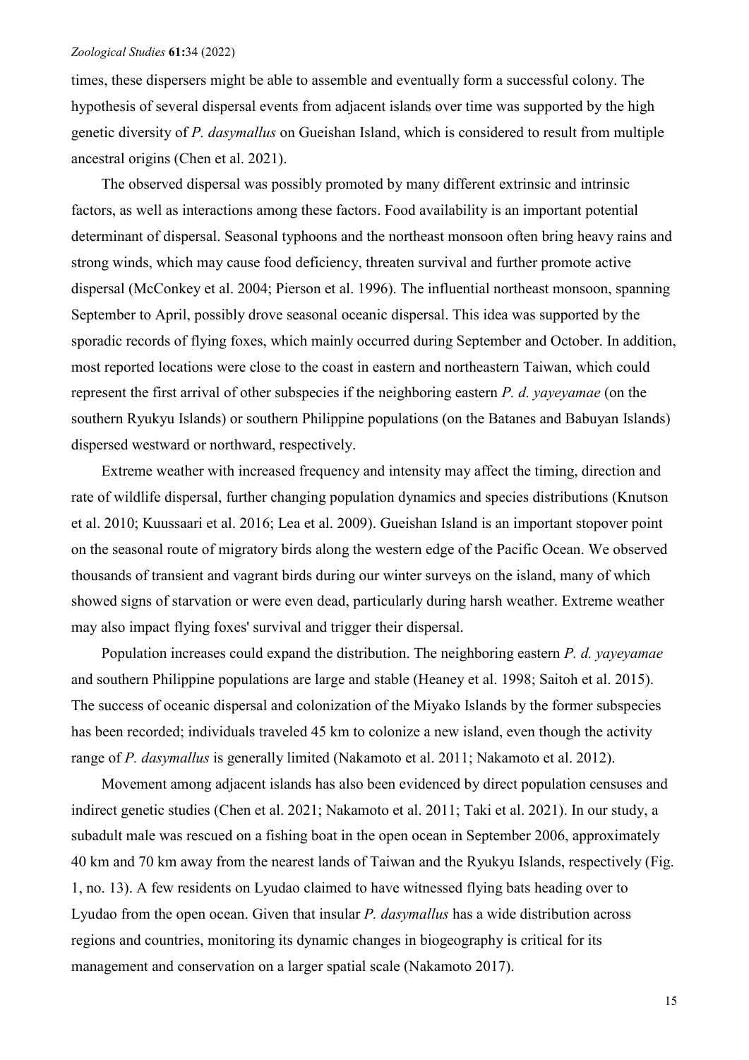times, these dispersers might be able to assemble and eventually form a successful colony. The hypothesis of several dispersal events from adjacent islands over time was supported by the high genetic diversity of *P. dasymallus* on Gueishan Island, which is considered to result from multiple ancestral origins (Chen et al. 2021).

The observed dispersal was possibly promoted by many different extrinsic and intrinsic factors, as well as interactions among these factors. Food availability is an important potential determinant of dispersal. Seasonal typhoons and the northeast monsoon often bring heavy rains and strong winds, which may cause food deficiency, threaten survival and further promote active dispersal (McConkey et al. 2004; Pierson et al. 1996). The influential northeast monsoon, spanning September to April, possibly drove seasonal oceanic dispersal. This idea was supported by the sporadic records of flying foxes, which mainly occurred during September and October. In addition, most reported locations were close to the coast in eastern and northeastern Taiwan, which could represent the first arrival of other subspecies if the neighboring eastern *P. d. yayeyamae* (on the southern Ryukyu Islands) or southern Philippine populations (on the Batanes and Babuyan Islands) dispersed westward or northward, respectively.

Extreme weather with increased frequency and intensity may affect the timing, direction and rate of wildlife dispersal, further changing population dynamics and species distributions (Knutson et al. 2010; Kuussaari et al. 2016; Lea et al. 2009). Gueishan Island is an important stopover point on the seasonal route of migratory birds along the western edge of the Pacific Ocean. We observed thousands of transient and vagrant birds during our winter surveys on the island, many of which showed signs of starvation or were even dead, particularly during harsh weather. Extreme weather may also impact flying foxes' survival and trigger their dispersal.

Population increases could expand the distribution. The neighboring eastern *P. d. yayeyamae* and southern Philippine populations are large and stable (Heaney et al. 1998; Saitoh et al. 2015). The success of oceanic dispersal and colonization of the Miyako Islands by the former subspecies has been recorded; individuals traveled 45 km to colonize a new island, even though the activity range of *P. dasymallus* is generally limited (Nakamoto et al. 2011; Nakamoto et al. 2012).

Movement among adjacent islands has also been evidenced by direct population censuses and indirect genetic studies (Chen et al. 2021; Nakamoto et al. 2011; Taki et al. 2021). In our study, a subadult male was rescued on a fishing boat in the open ocean in September 2006, approximately 40 km and 70 km away from the nearest lands of Taiwan and the Ryukyu Islands, respectively (Fig. 1, no. 13). A few residents on Lyudao claimed to have witnessed flying bats heading over to Lyudao from the open ocean. Given that insular *P. dasymallus* has a wide distribution across regions and countries, monitoring its dynamic changes in biogeography is critical for its management and conservation on a larger spatial scale (Nakamoto 2017).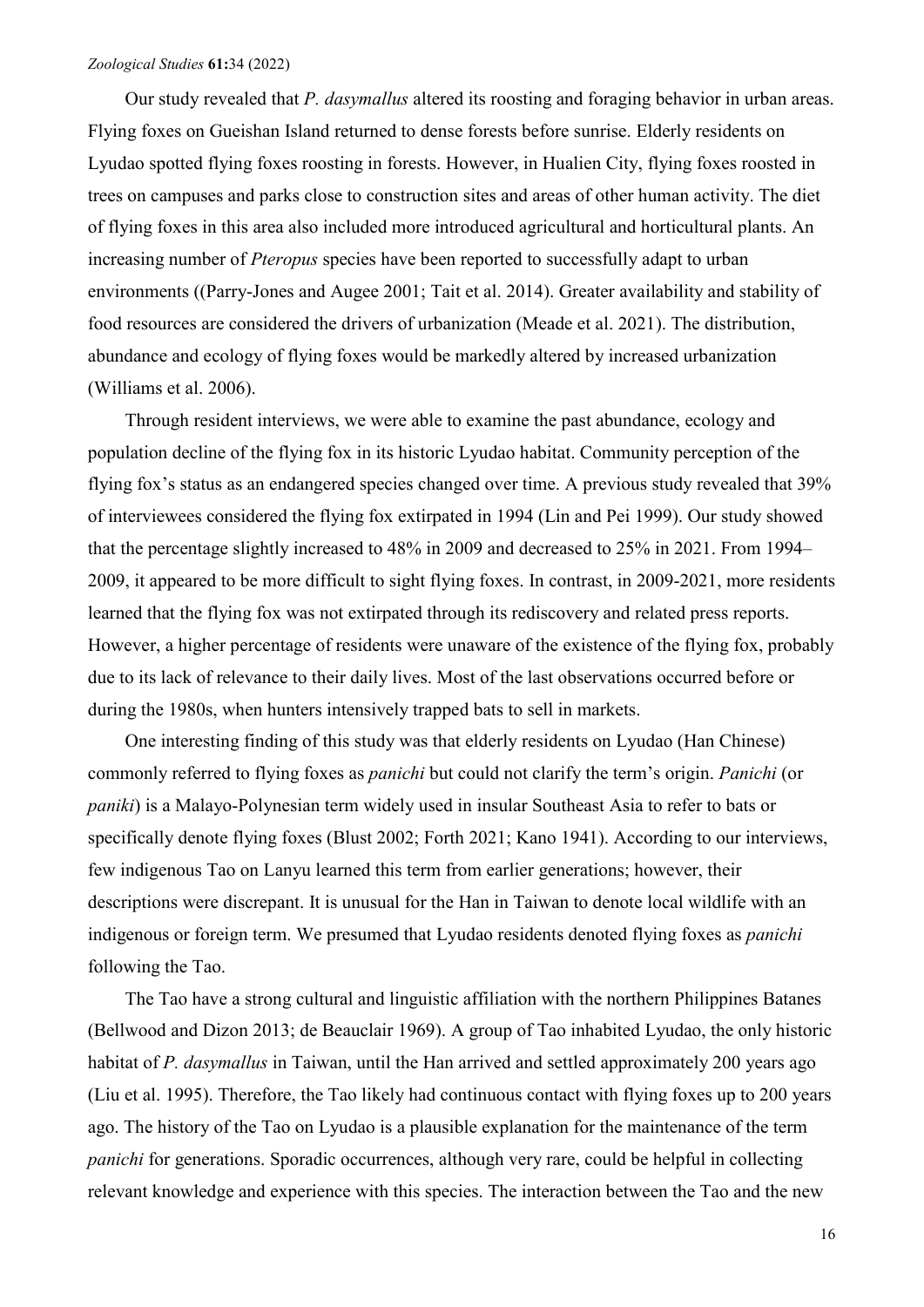Our study revealed that *P. dasymallus* altered its roosting and foraging behavior in urban areas. Flying foxes on Gueishan Island returned to dense forests before sunrise. Elderly residents on Lyudao spotted flying foxes roosting in forests. However, in Hualien City, flying foxes roosted in trees on campuses and parks close to construction sites and areas of other human activity. The diet of flying foxes in this area also included more introduced agricultural and horticultural plants. An increasing number of *Pteropus* species have been reported to successfully adapt to urban environments ((Parry-Jones and Augee 2001; Tait et al. 2014). Greater availability and stability of food resources are considered the drivers of urbanization (Meade et al. 2021). The distribution, abundance and ecology of flying foxes would be markedly altered by increased urbanization (Williams et al. 2006).

Through resident interviews, we were able to examine the past abundance, ecology and population decline of the flying fox in its historic Lyudao habitat. Community perception of the flying fox's status as an endangered species changed over time. A previous study revealed that 39% of interviewees considered the flying fox extirpated in 1994 (Lin and Pei 1999). Our study showed that the percentage slightly increased to 48% in 2009 and decreased to 25% in 2021. From 1994–2009, it appeared to be more difficult to sight flying foxes. In contrast, in 2009-2021, more residents learned that the flying fox was not extirpated through its rediscovery and related press reports. However, a higher percentage of residents were unaware of the existence of the flying fox, probably due to its lack of relevance to their daily lives. Most of the last observations occurred before or during the 1980s, when hunters intensively trapped bats to sell in markets.

One interesting finding of this study was that elderly residents on Lyudao (Han Chinese) commonly referred to flying foxes as *panichi* but could not clarify the term's origin. *Panichi* (or *paniki*) is a Malayo-Polynesian term widely used in insular Southeast Asia to refer to bats or specifically denote flying foxes (Blust 2002; Forth 2021; Kano 1941). According to our interviews, few indigenous Tao on Lanyu learned this term from earlier generations; however, their descriptions were discrepant. It is unusual for the Han in Taiwan to denote local wildlife with an indigenous or foreign term. We presumed that Lyudao residents denoted flying foxes as *panichi* following the Tao.

The Tao have a strong cultural and linguistic affiliation with the northern Philippines Batanes (Bellwood and Dizon 2013; de Beauclair 1969). A group of Tao inhabited Lyudao, the only historic habitat of *P. dasymallus* in Taiwan, until the Han arrived and settled approximately 200 years ago (Liu et al. 1995). Therefore, the Tao likely had continuous contact with flying foxes up to 200 years ago. The history of the Tao on Lyudao is a plausible explanation for the maintenance of the term *panichi* for generations. Sporadic occurrences, although very rare, could be helpful in collecting relevant knowledge and experience with this species. The interaction between the Tao and the new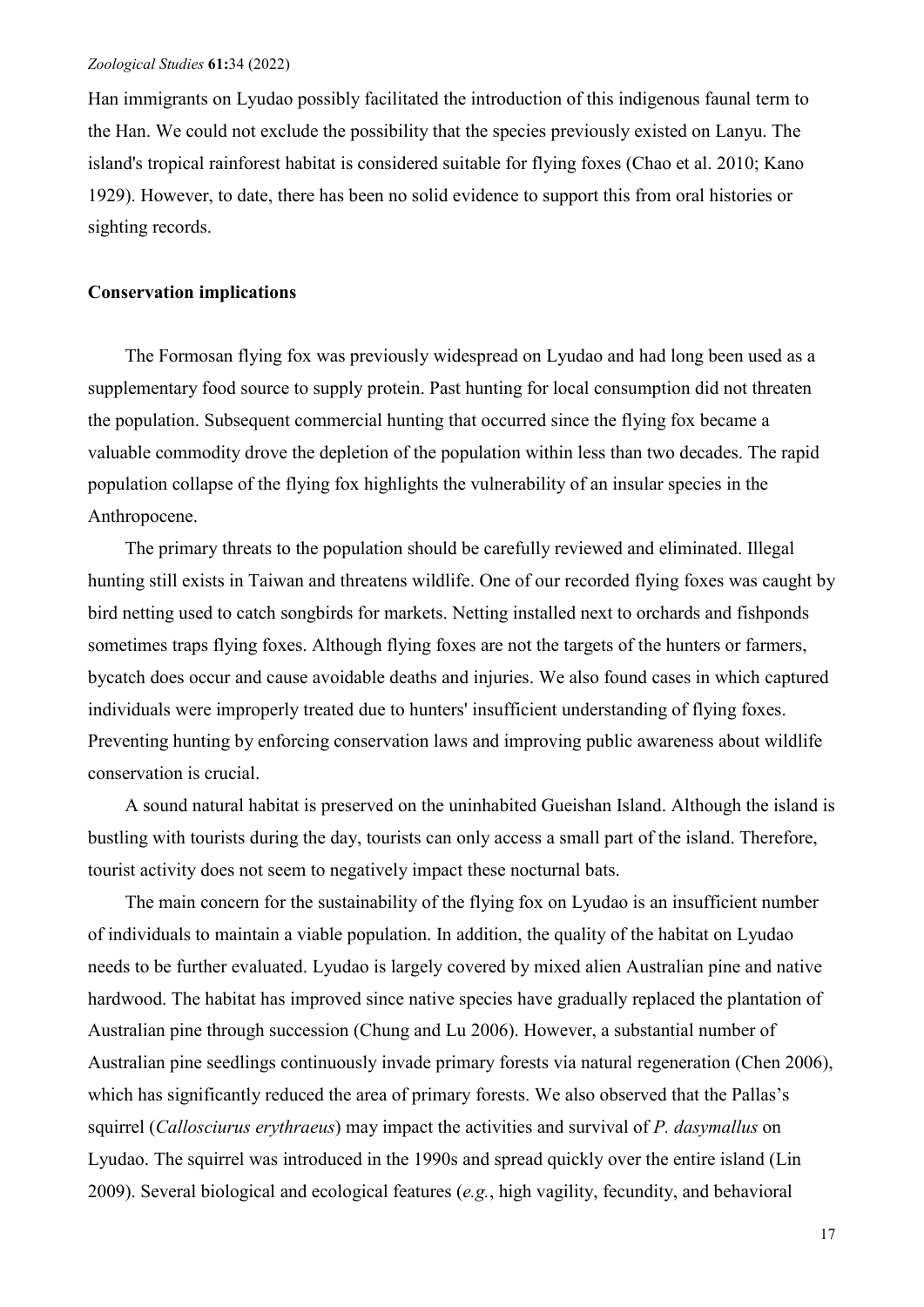Han immigrants on Lyudao possibly facilitated the introduction of this indigenous faunal term to the Han. We could not exclude the possibility that the species previously existed on Lanyu. The island's tropical rainforest habitat is considered suitable for flying foxes (Chao et al. 2010; Kano 1929). However, to date, there has been no solid evidence to support this from oral histories or sighting records.

**Conservation implications**

The Formosan flying fox was previously widespread on Lyudao and had long been used as a supplementary food source to supply protein. Past hunting for local consumption did not threaten the population. Subsequent commercial hunting that occurred since the flying fox became a valuable commodity drove the depletion of the population within less than two decades. The rapid population collapse of the flying fox highlights the vulnerability of an insular species in the Anthropocene.

The primary threats to the population should be carefully reviewed and eliminated. Illegal hunting still exists in Taiwan and threatens wildlife. One of our recorded flying foxes was caught by bird netting used to catch songbirds for markets. Netting installed next to orchards and fishponds sometimes traps flying foxes. Although flying foxes are not the targets of the hunters or farmers, bycatch does occur and cause avoidable deaths and injuries. We also found cases in which captured individuals were improperly treated due to hunters' insufficient understanding of flying foxes. Preventing hunting by enforcing conservation laws and improving public awareness about wildlife conservation is crucial.

A sound natural habitat is preserved on the uninhabited Gueishan Island. Although the island is bustling with tourists during the day, tourists can only access a small part of the island. Therefore, tourist activity does not seem to negatively impact these nocturnal bats.

The main concern for the sustainability of the flying fox on Lyudao is an insufficient number of individuals to maintain a viable population. In addition, the quality of the habitat on Lyudao needs to be further evaluated. Lyudao is largely covered by mixed alien Australian pine and native hardwood. The habitat has improved since native species have gradually replaced the plantation of Australian pine through succession (Chung and Lu 2006). However, a substantial number of Australian pine seedlings continuously invade primary forests via natural regeneration (Chen 2006), which has significantly reduced the area of primary forests. We also observed that the Pallas's squirrel (*Callosciurus erythraeus*) may impact the activities and survival of *P. dasymallus* on Lyudao. The squirrel was introduced in the 1990s and spread quickly over the entire island (Lin 2009). Several biological and ecological features (*e.g.*, high vagility, fecundity, and behavioral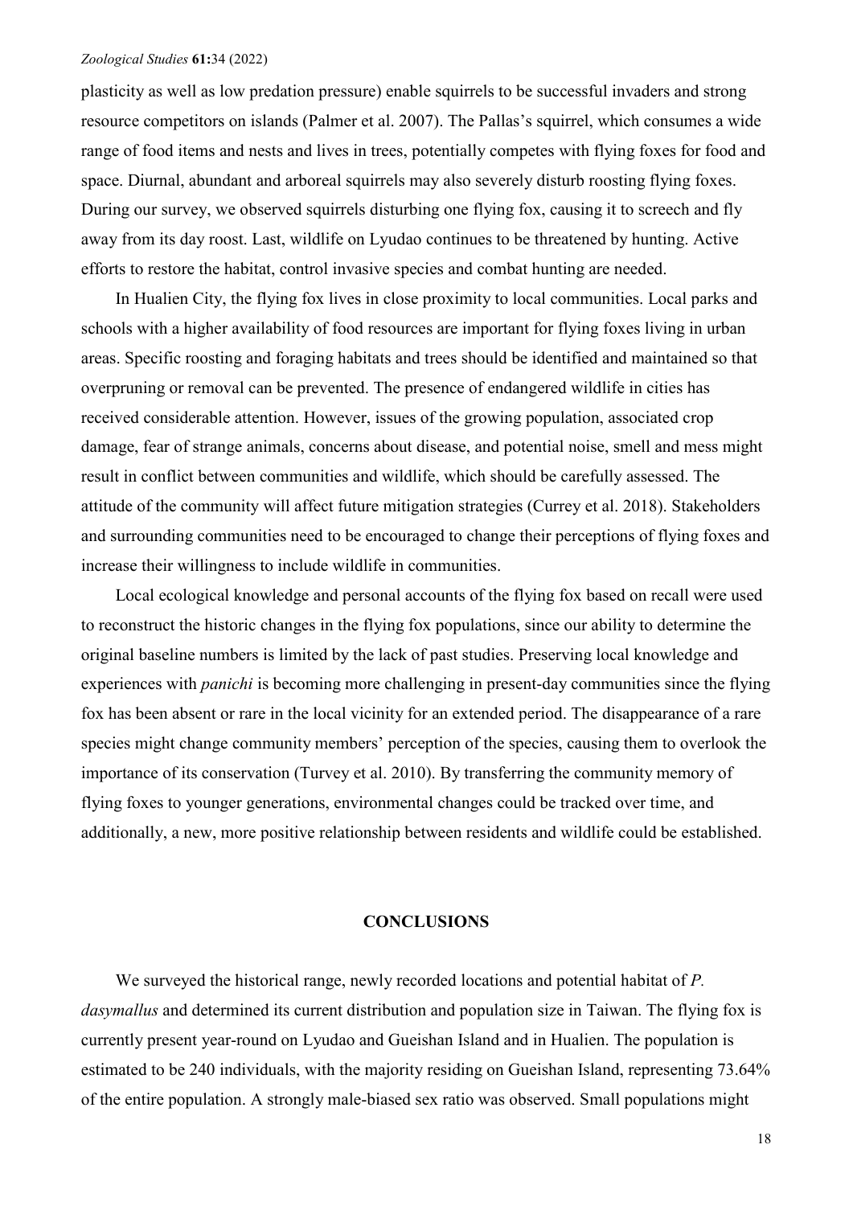plasticity as well as low predation pressure) enable squirrels to be successful invaders and strong resource competitors on islands (Palmer et al. 2007). The Pallas's squirrel, which consumes a wide range of food items and nests and lives in trees, potentially competes with flying foxes for food and space. Diurnal, abundant and arboreal squirrels may also severely disturb roosting flying foxes. During our survey, we observed squirrels disturbing one flying fox, causing it to screech and fly away from its day roost. Last, wildlife on Lyudao continues to be threatened by hunting. Active efforts to restore the habitat, control invasive species and combat hunting are needed.

In Hualien City, the flying fox lives in close proximity to local communities. Local parks and schools with a higher availability of food resources are important for flying foxes living in urban areas. Specific roosting and foraging habitats and trees should be identified and maintained so that overpruning or removal can be prevented. The presence of endangered wildlife in cities has received considerable attention. However, issues of the growing population, associated crop damage, fear of strange animals, concerns about disease, and potential noise, smell and mess might result in conflict between communities and wildlife, which should be carefully assessed. The attitude of the community will affect future mitigation strategies (Currey et al. 2018). Stakeholders and surrounding communities need to be encouraged to change their perceptions of flying foxes and increase their willingness to include wildlife in communities.

Local ecological knowledge and personal accounts of the flying fox based on recall were used to reconstruct the historic changes in the flying fox populations, since our ability to determine the original baseline numbers is limited by the lack of past studies. Preserving local knowledge and experiences with *panichi* is becoming more challenging in present-day communities since the flying fox has been absent or rare in the local vicinity for an extended period. The disappearance of a rare species might change community members' perception of the species, causing them to overlook the importance of its conservation (Turvey et al. 2010). By transferring the community memory of flying foxes to younger generations, environmental changes could be tracked over time, and additionally, a new, more positive relationship between residents and wildlife could be established.

## CONCLUSIONS

We surveyed the historical range, newly recorded locations and potential habitat of *P. dasymallus* and determined its current distribution and population size in Taiwan. The flying fox is currently present year-round on Lyudao and Gueishan Island and in Hualien. The population is estimated to be 240 individuals, with the majority residing on Gueishan Island, representing 73.64% of the entire population. A strongly male-biased sex ratio was observed. Small populations might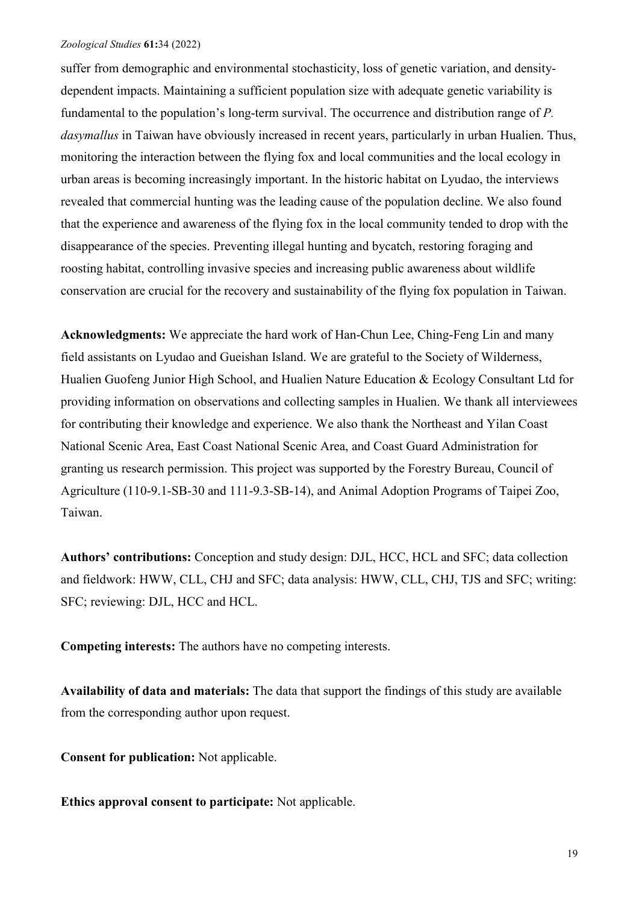suffer from demographic and environmental stochasticity, loss of genetic variation, and density-dependent impacts. Maintaining a sufficient population size with adequate genetic variability is fundamental to the population's long-term survival. The occurrence and distribution range of *P. dasymallus* in Taiwan have obviously increased in recent years, particularly in urban Hualien. Thus, monitoring the interaction between the flying fox and local communities and the local ecology in urban areas is becoming increasingly important. In the historic habitat on Lyudao, the interviews revealed that commercial hunting was the leading cause of the population decline. We also found that the experience and awareness of the flying fox in the local community tended to drop with the disappearance of the species. Preventing illegal hunting and bycatch, restoring foraging and roosting habitat, controlling invasive species and increasing public awareness about wildlife conservation are crucial for the recovery and sustainability of the flying fox population in Taiwan.

**Acknowledgments:** We appreciate the hard work of Han-Chun Lee, Ching-Feng Lin and many field assistants on Lyudao and Gueishan Island. We are grateful to the Society of Wilderness, Hualien Guofeng Junior High School, and Hualien Nature Education & Ecology Consultant Ltd for providing information on observations and collecting samples in Hualien. We thank all interviewees for contributing their knowledge and experience. We also thank the Northeast and Yilan Coast National Scenic Area, East Coast National Scenic Area, and Coast Guard Administration for granting us research permission. This project was supported by the Forestry Bureau, Council of Agriculture (110-9.1-SB-30 and 111-9.3-SB-14), and Animal Adoption Programs of Taipei Zoo, Taiwan.

**Authors' contributions:** Conception and study design: DJL, HCC, HCL and SFC; data collection and fieldwork: HWW, CLL, CHJ and SFC; data analysis: HWW, CLL, CHJ, TJS and SFC; writing: SFC; reviewing: DJL, HCC and HCL.

**Competing interests:** The authors have no competing interests.

**Availability of data and materials:** The data that support the findings of this study are available from the corresponding author upon request.

**Consent for publication:** Not applicable.

**Ethics approval consent to participate:** Not applicable.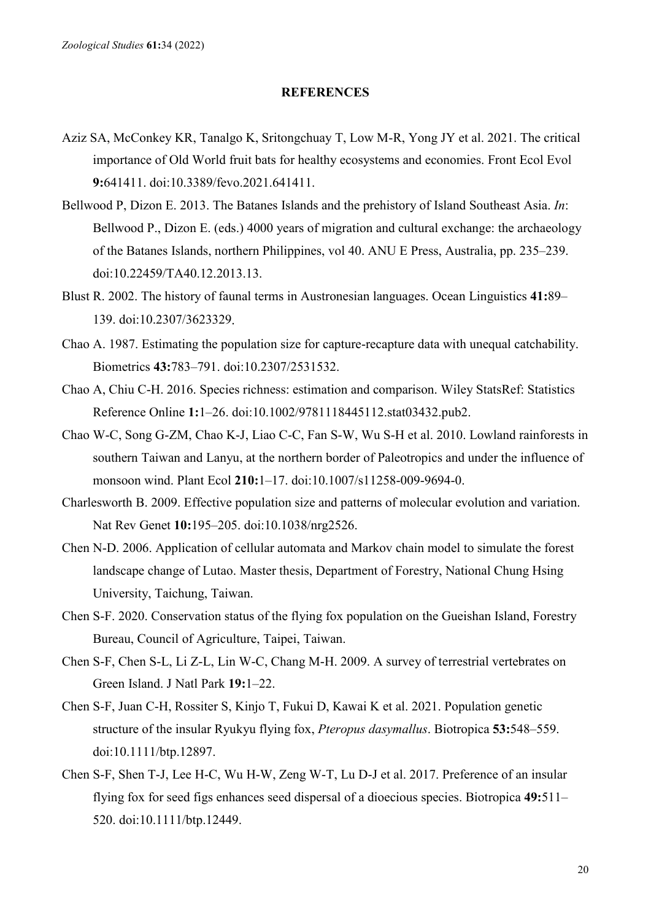## REFERENCES

Aziz SA, McConkey KR, Tanalgo K, Sritongchuay T, Low M-R, Yong JY et al. 2021. The critical importance of Old World fruit bats for healthy ecosystems and economies. Front Ecol Evol **9:**641411. doi:10.3389/fevo.2021.641411.

Bellwood P, Dizon E. 2013. The Batanes Islands and the prehistory of Island Southeast Asia. *In*: Bellwood P., Dizon E. (eds.) 4000 years of migration and cultural exchange: the archaeology of the Batanes Islands, northern Philippines, vol 40. ANU E Press, Australia, pp. 235–239. doi:10.22459/TA40.12.2013.13.

Blust R. 2002. The history of faunal terms in Austronesian languages. Ocean Linguistics **41:**89–139. doi:10.2307/3623329.

Chao A. 1987. Estimating the population size for capture-recapture data with unequal catchability. Biometrics **43:**783–791. doi:10.2307/2531532.

Chao A, Chiu C-H. 2016. Species richness: estimation and comparison. Wiley StatsRef: Statistics Reference Online **1:**1–26. doi:10.1002/9781118445112.stat03432.pub2.

Chao W-C, Song G-ZM, Chao K-J, Liao C-C, Fan S-W, Wu S-H et al. 2010. Lowland rainforests in southern Taiwan and Lanyu, at the northern border of Paleotropics and under the influence of monsoon wind. Plant Ecol **210:**1–17. doi:10.1007/s11258-009-9694-0.

Charlesworth B. 2009. Effective population size and patterns of molecular evolution and variation. Nat Rev Genet **10:**195–205. doi:10.1038/nrg2526.

Chen N-D. 2006. Application of cellular automata and Markov chain model to simulate the forest landscape change of Lutao. Master thesis, Department of Forestry, National Chung Hsing University, Taichung, Taiwan.

Chen S-F. 2020. Conservation status of the flying fox population on the Gueishan Island, Forestry Bureau, Council of Agriculture, Taipei, Taiwan.

Chen S-F, Chen S-L, Li Z-L, Lin W-C, Chang M-H. 2009. A survey of terrestrial vertebrates on Green Island. J Natl Park **19:**1–22.

Chen S-F, Juan C-H, Rossiter S, Kinjo T, Fukui D, Kawai K et al. 2021. Population genetic structure of the insular Ryukyu flying fox, *Pteropus dasymallus*. Biotropica **53:**548–559. doi:10.1111/btp.12897.

Chen S-F, Shen T-J, Lee H-C, Wu H-W, Zeng W-T, Lu D-J et al. 2017. Preference of an insular flying fox for seed figs enhances seed dispersal of a dioecious species. Biotropica **49:**511–520. doi:10.1111/btp.12449.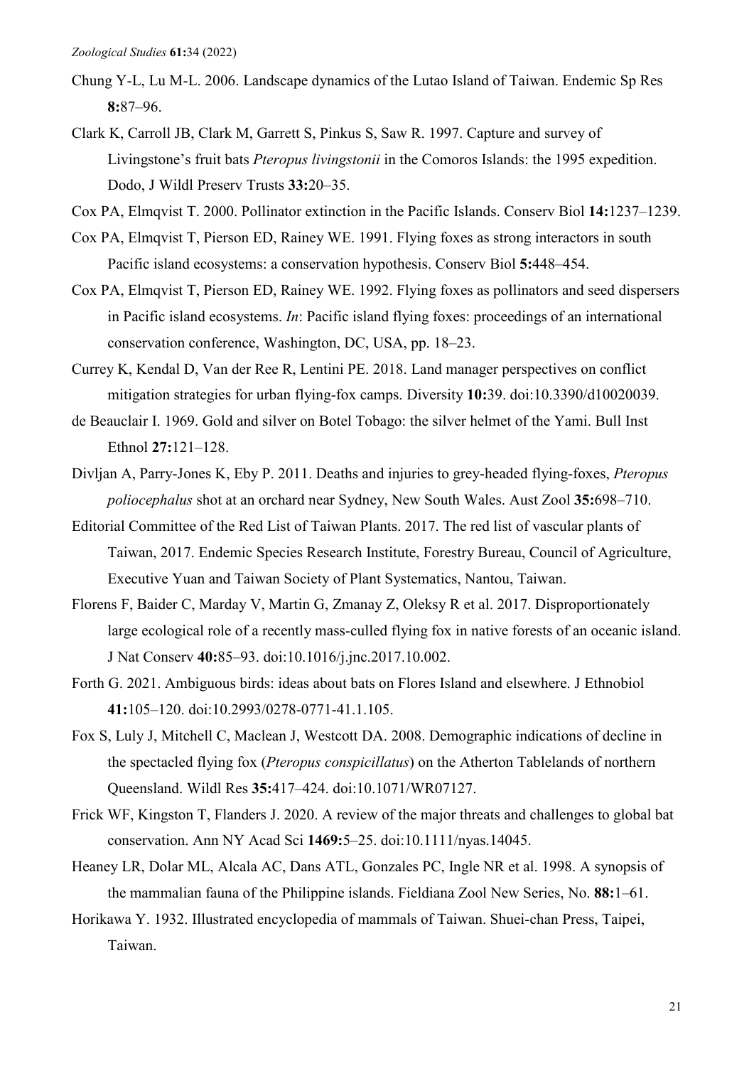Chung Y-L, Lu M-L. 2006. Landscape dynamics of the Lutao Island of Taiwan. Endemic Sp Res **8:**87–96.

Clark K, Carroll JB, Clark M, Garrett S, Pinkus S, Saw R. 1997. Capture and survey of Livingstone's fruit bats *Pteropus livingstonii* in the Comoros Islands: the 1995 expedition. Dodo, J Wildl Preserv Trusts **33:**20–35.

Cox PA, Elmqvist T. 2000. Pollinator extinction in the Pacific Islands. Conserv Biol **14:**1237–1239.

Cox PA, Elmqvist T, Pierson ED, Rainey WE. 1991. Flying foxes as strong interactors in south Pacific island ecosystems: a conservation hypothesis. Conserv Biol **5:**448–454.

Cox PA, Elmqvist T, Pierson ED, Rainey WE. 1992. Flying foxes as pollinators and seed dispersers in Pacific island ecosystems. *In*: Pacific island flying foxes: proceedings of an international conservation conference, Washington, DC, USA, pp. 18–23.

Currey K, Kendal D, Van der Ree R, Lentini PE. 2018. Land manager perspectives on conflict mitigation strategies for urban flying-fox camps. Diversity **10:**39. doi:10.3390/d10020039.

de Beauclair I. 1969. Gold and silver on Botel Tobago: the silver helmet of the Yami. Bull Inst Ethnol **27:**121–128.

Divljan A, Parry-Jones K, Eby P. 2011. Deaths and injuries to grey-headed flying-foxes, *Pteropus poliocephalus* shot at an orchard near Sydney, New South Wales. Aust Zool **35:**698–710.

Editorial Committee of the Red List of Taiwan Plants. 2017. The red list of vascular plants of Taiwan, 2017. Endemic Species Research Institute, Forestry Bureau, Council of Agriculture, Executive Yuan and Taiwan Society of Plant Systematics, Nantou, Taiwan.

Florens F, Baider C, Marday V, Martin G, Zmanay Z, Oleksy R et al. 2017. Disproportionately large ecological role of a recently mass-culled flying fox in native forests of an oceanic island. J Nat Conserv **40:**85–93. doi:10.1016/j.jnc.2017.10.002.

Forth G. 2021. Ambiguous birds: ideas about bats on Flores Island and elsewhere. J Ethnobiol **41:**105–120. doi:10.2993/0278-0771-41.1.105.

Fox S, Luly J, Mitchell C, Maclean J, Westcott DA. 2008. Demographic indications of decline in the spectacled flying fox (*Pteropus conspicillatus*) on the Atherton Tablelands of northern Queensland. Wildl Res **35:**417–424. doi:10.1071/WR07127.

Frick WF, Kingston T, Flanders J. 2020. A review of the major threats and challenges to global bat conservation. Ann NY Acad Sci **1469:**5–25. doi:10.1111/nyas.14045.

Heaney LR, Dolar ML, Alcala AC, Dans ATL, Gonzales PC, Ingle NR et al. 1998. A synopsis of the mammalian fauna of the Philippine islands. Fieldiana Zool New Series, No. **88:**1–61.

Horikawa Y. 1932. Illustrated encyclopedia of mammals of Taiwan. Shuei-chan Press, Taipei, Taiwan.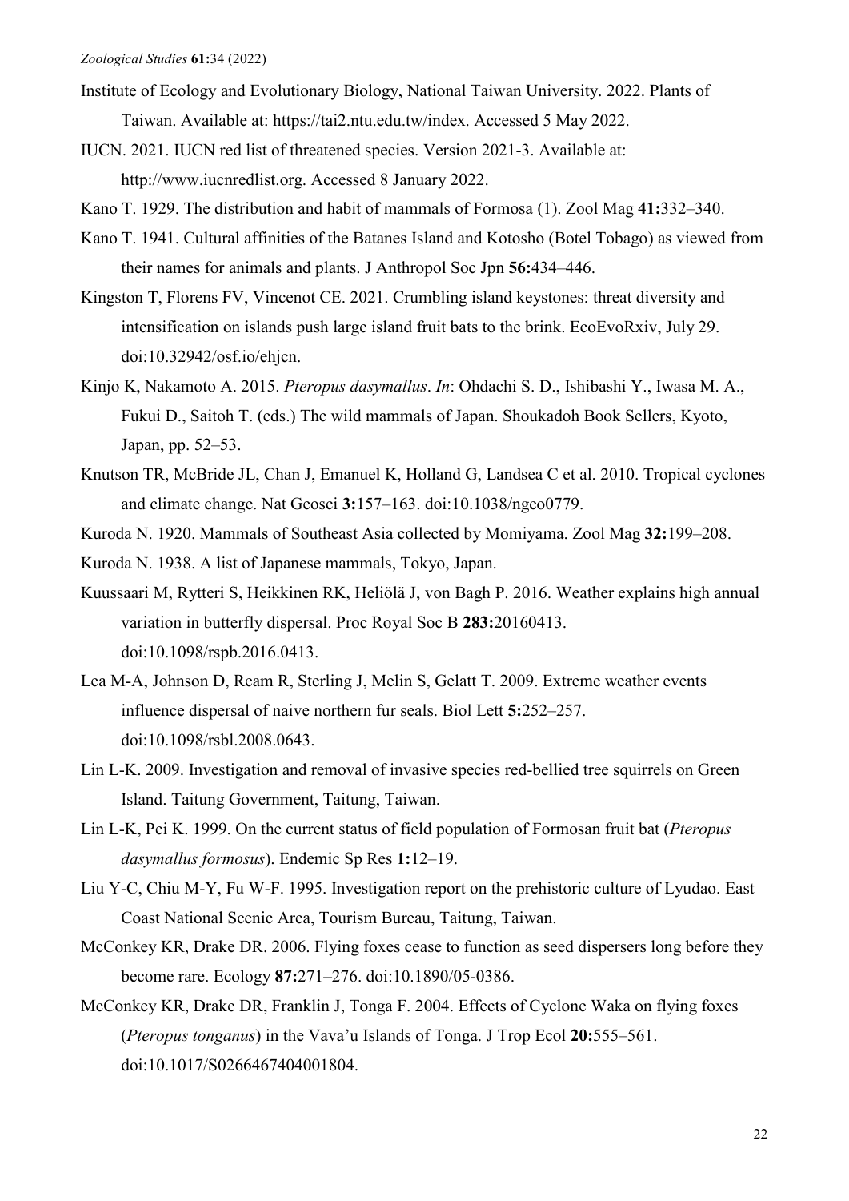Institute of Ecology and Evolutionary Biology, National Taiwan University. 2022. Plants of Taiwan. Available at: https://tai2.ntu.edu.tw/index. Accessed 5 May 2022.

IUCN. 2021. IUCN red list of threatened species. Version 2021-3. Available at: http://www.iucnredlist.org. Accessed 8 January 2022.

Kano T. 1929. The distribution and habit of mammals of Formosa (1). Zool Mag **41:**332–340.

Kano T. 1941. Cultural affinities of the Batanes Island and Kotosho (Botel Tobago) as viewed from their names for animals and plants. J Anthropol Soc Jpn **56:**434–446.

Kingston T, Florens FV, Vincenot CE. 2021. Crumbling island keystones: threat diversity and intensification on islands push large island fruit bats to the brink. EcoEvoRxiv, July 29. doi:10.32942/osf.io/ehjcn.

Kinjo K, Nakamoto A. 2015. *Pteropus dasymallus*. *In*: Ohdachi S. D., Ishibashi Y., Iwasa M. A., Fukui D., Saitoh T. (eds.) The wild mammals of Japan. Shoukadoh Book Sellers, Kyoto, Japan, pp. 52–53.

Knutson TR, McBride JL, Chan J, Emanuel K, Holland G, Landsea C et al. 2010. Tropical cyclones and climate change. Nat Geosci **3:**157–163. doi:10.1038/ngeo0779.

Kuroda N. 1920. Mammals of Southeast Asia collected by Momiyama. Zool Mag **32:**199–208.

Kuroda N. 1938. A list of Japanese mammals, Tokyo, Japan.

Kuussaari M, Rytteri S, Heikkinen RK, Heliölä J, von Bagh P. 2016. Weather explains high annual variation in butterfly dispersal. Proc Royal Soc B **283:**20160413. doi:10.1098/rspb.2016.0413.

Lea M-A, Johnson D, Ream R, Sterling J, Melin S, Gelatt T. 2009. Extreme weather events influence dispersal of naive northern fur seals. Biol Lett **5:**252–257. doi:10.1098/rsbl.2008.0643.

Lin L-K. 2009. Investigation and removal of invasive species red-bellied tree squirrels on Green Island. Taitung Government, Taitung, Taiwan.

Lin L-K, Pei K. 1999. On the current status of field population of Formosan fruit bat (*Pteropus dasymallus formosus*). Endemic Sp Res **1:**12–19.

Liu Y-C, Chiu M-Y, Fu W-F. 1995. Investigation report on the prehistoric culture of Lyudao. East Coast National Scenic Area, Tourism Bureau, Taitung, Taiwan.

McConkey KR, Drake DR. 2006. Flying foxes cease to function as seed dispersers long before they become rare. Ecology **87:**271–276. doi:10.1890/05-0386.

McConkey KR, Drake DR, Franklin J, Tonga F. 2004. Effects of Cyclone Waka on flying foxes (*Pteropus tonganus*) in the Vava'u Islands of Tonga. J Trop Ecol **20:**555–561. doi:10.1017/S0266467404001804.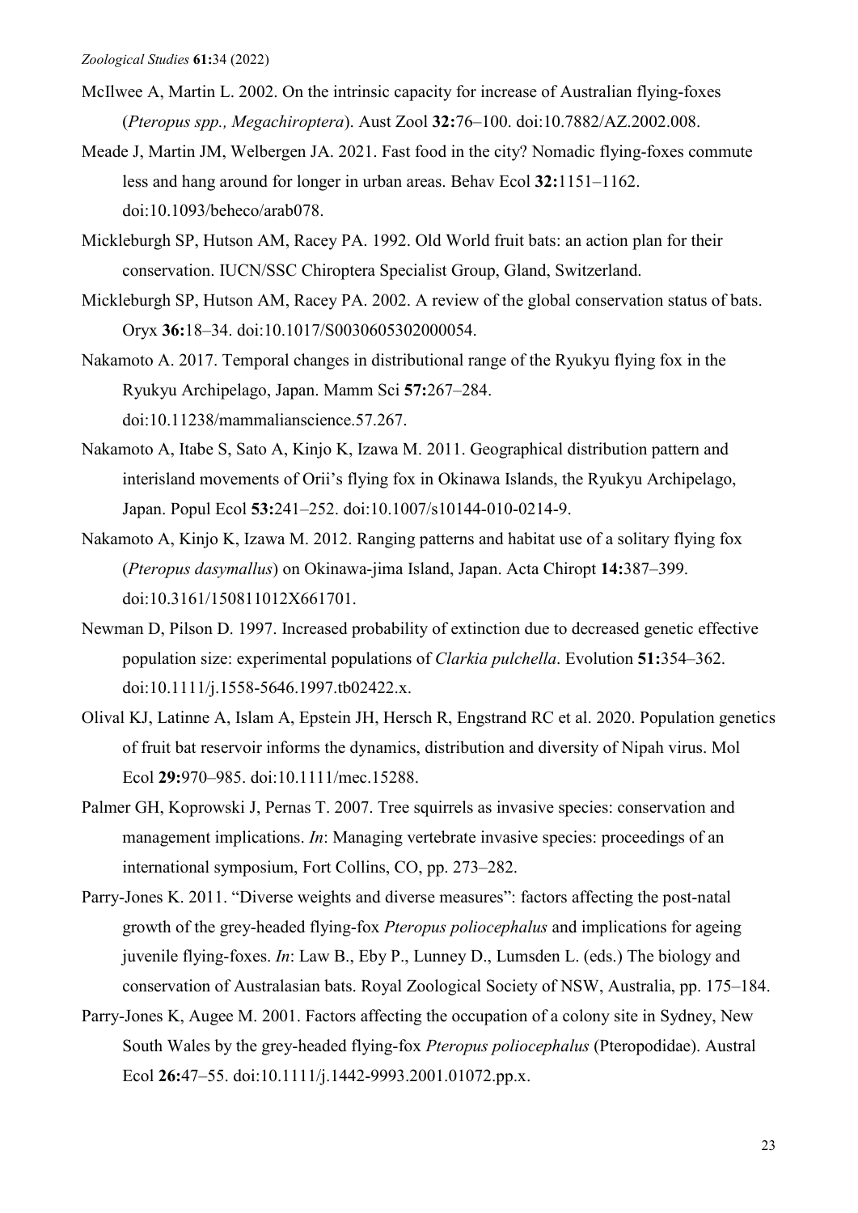McIlwee A, Martin L. 2002. On the intrinsic capacity for increase of Australian flying-foxes (*Pteropus spp., Megachiroptera*). Aust Zool **32:**76–100. doi:10.7882/AZ.2002.008.

Meade J, Martin JM, Welbergen JA. 2021. Fast food in the city? Nomadic flying-foxes commute less and hang around for longer in urban areas. Behav Ecol **32:**1151–1162. doi:10.1093/beheco/arab078.

Mickleburgh SP, Hutson AM, Racey PA. 1992. Old World fruit bats: an action plan for their conservation. IUCN/SSC Chiroptera Specialist Group, Gland, Switzerland.

Mickleburgh SP, Hutson AM, Racey PA. 2002. A review of the global conservation status of bats. Oryx **36:**18–34. doi:10.1017/S0030605302000054.

Nakamoto A. 2017. Temporal changes in distributional range of the Ryukyu flying fox in the Ryukyu Archipelago, Japan. Mamm Sci **57:**267–284. doi:10.11238/mammalianscience.57.267.

Nakamoto A, Itabe S, Sato A, Kinjo K, Izawa M. 2011. Geographical distribution pattern and interisland movements of Orii's flying fox in Okinawa Islands, the Ryukyu Archipelago, Japan. Popul Ecol **53:**241–252. doi:10.1007/s10144-010-0214-9.

Nakamoto A, Kinjo K, Izawa M. 2012. Ranging patterns and habitat use of a solitary flying fox (*Pteropus dasymallus*) on Okinawa-jima Island, Japan. Acta Chiropt **14:**387–399. doi:10.3161/150811012X661701.

Newman D, Pilson D. 1997. Increased probability of extinction due to decreased genetic effective population size: experimental populations of *Clarkia pulchella*. Evolution **51:**354–362. doi:10.1111/j.1558-5646.1997.tb02422.x.

Olival KJ, Latinne A, Islam A, Epstein JH, Hersch R, Engstrand RC et al. 2020. Population genetics of fruit bat reservoir informs the dynamics, distribution and diversity of Nipah virus. Mol Ecol **29:**970–985. doi:10.1111/mec.15288.

Palmer GH, Koprowski J, Pernas T. 2007. Tree squirrels as invasive species: conservation and management implications. *In*: Managing vertebrate invasive species: proceedings of an international symposium, Fort Collins, CO, pp. 273–282.

Parry-Jones K. 2011. "Diverse weights and diverse measures": factors affecting the post-natal growth of the grey-headed flying-fox *Pteropus poliocephalus* and implications for ageing juvenile flying-foxes. *In*: Law B., Eby P., Lunney D., Lumsden L. (eds.) The biology and conservation of Australasian bats. Royal Zoological Society of NSW, Australia, pp. 175–184.

Parry-Jones K, Augee M. 2001. Factors affecting the occupation of a colony site in Sydney, New South Wales by the grey-headed flying-fox *Pteropus poliocephalus* (Pteropodidae). Austral Ecol **26:**47–55. doi:10.1111/j.1442-9993.2001.01072.pp.x.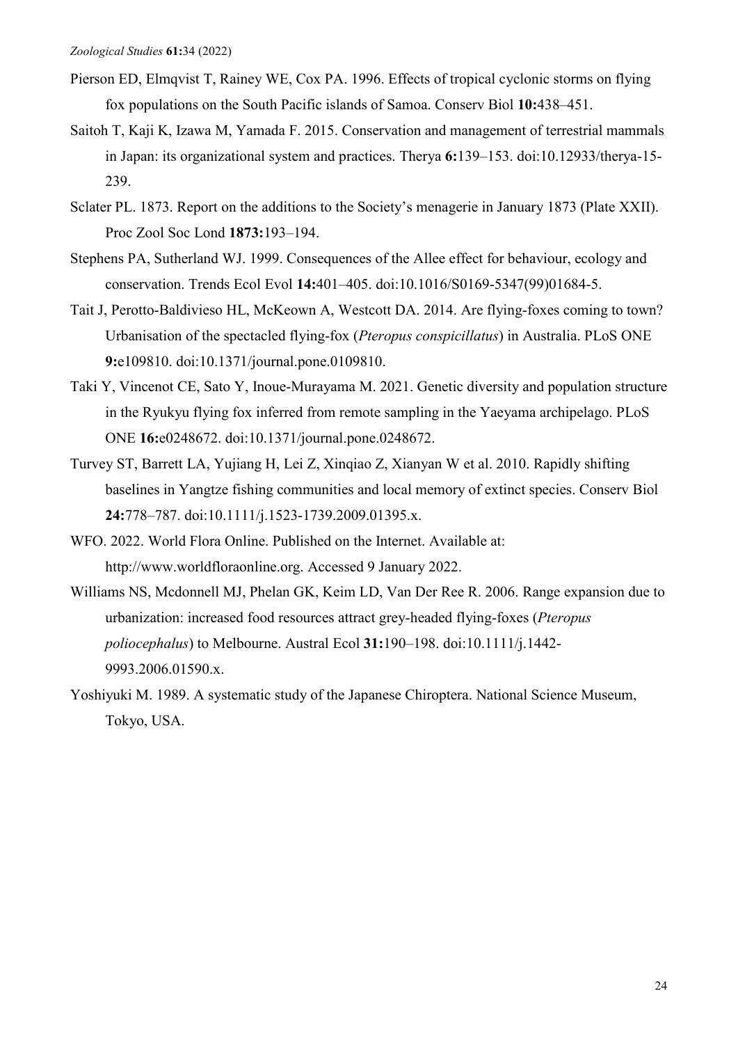Pierson ED, Elmqvist T, Rainey WE, Cox PA. 1996. Effects of tropical cyclonic storms on flying fox populations on the South Pacific islands of Samoa. Conserv Biol **10:**438–451.

Saitoh T, Kaji K, Izawa M, Yamada F. 2015. Conservation and management of terrestrial mammals in Japan: its organizational system and practices. Therya **6:**139–153. doi:10.12933/therya-15-239.

Sclater PL. 1873. Report on the additions to the Society's menagerie in January 1873 (Plate XXII). Proc Zool Soc Lond **1873:**193–194.

Stephens PA, Sutherland WJ. 1999. Consequences of the Allee effect for behaviour, ecology and conservation. Trends Ecol Evol **14:**401–405. doi:10.1016/S0169-5347(99)01684-5.

Tait J, Perotto-Baldivieso HL, McKeown A, Westcott DA. 2014. Are flying-foxes coming to town? Urbanisation of the spectacled flying-fox (*Pteropus conspicillatus*) in Australia. PLoS ONE **9:**e109810. doi:10.1371/journal.pone.0109810.

Taki Y, Vincenot CE, Sato Y, Inoue-Murayama M. 2021. Genetic diversity and population structure in the Ryukyu flying fox inferred from remote sampling in the Yaeyama archipelago. PLoS ONE **16:**e0248672. doi:10.1371/journal.pone.0248672.

Turvey ST, Barrett LA, Yujiang H, Lei Z, Xinqiao Z, Xianyan W et al. 2010. Rapidly shifting baselines in Yangtze fishing communities and local memory of extinct species. Conserv Biol **24:**778–787. doi:10.1111/j.1523-1739.2009.01395.x.

WFO. 2022. World Flora Online. Published on the Internet. Available at: http://www.worldfloraonline.org. Accessed 9 January 2022.

Williams NS, Mcdonnell MJ, Phelan GK, Keim LD, Van Der Ree R. 2006. Range expansion due to urbanization: increased food resources attract grey-headed flying-foxes (*Pteropus poliocephalus*) to Melbourne. Austral Ecol **31:**190–198. doi:10.1111/j.1442-9993.2006.01590.x.

Yoshiyuki M. 1989. A systematic study of the Japanese Chiroptera. National Science Museum, Tokyo, USA.